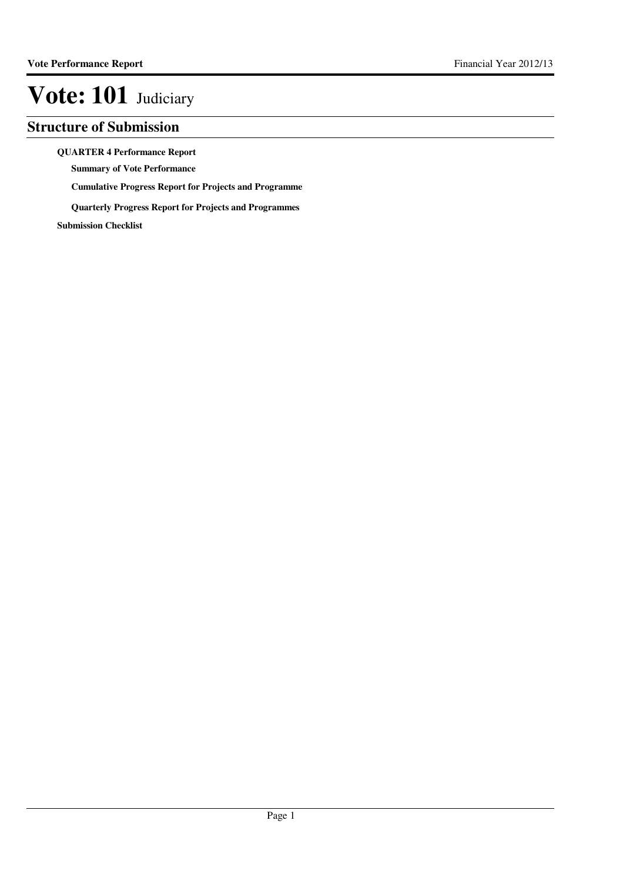# Vote: 101 Judiciary

## Structure of Submission

**QUARTER 4 Performance Report**

- **Summary of Vote Performance**
- **Cumulative Progress Report for Projects and Programme**
- **Quarterly Progress Report for Projects and Programmes**

**Submission Checklist**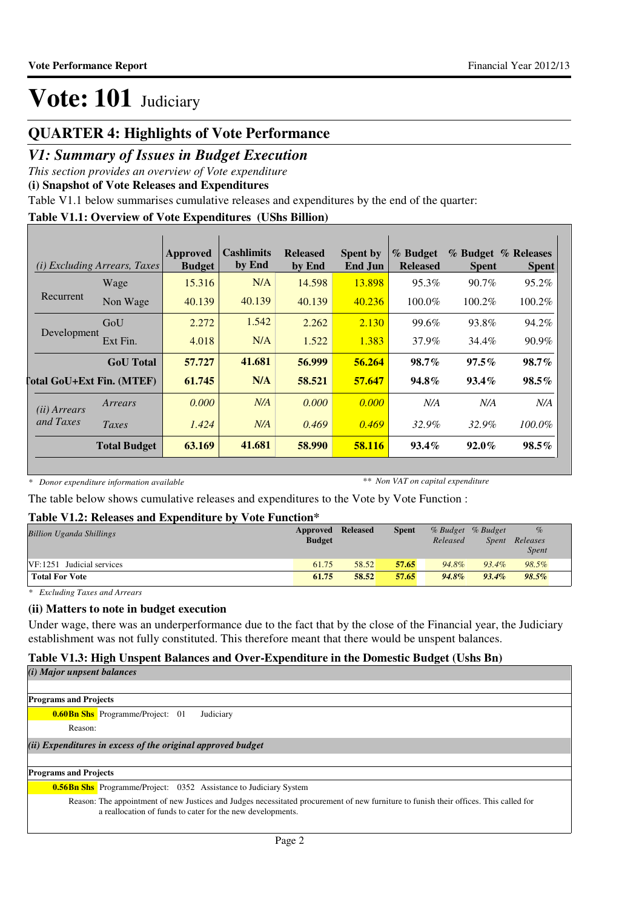# Vote: 101 Judiciary

## QUARTER 4: Highlights of Vote Performance

## *V1: Summary of Issues in Budget Execution*

*This section provides an overview of Vote expenditure*

**(i) Snapshot of Vote Releases and Expenditures**

Table V1.1 below summarises cumulative releases and expenditures by the end of the quarter:

**Table V1.1: Overview of Vote Expenditures (UShs Billion)**

| *(i) Excluding Arrears, Taxes* | | Approved Budget | Cashlimits by End | Released by End | Spent by End Jun | % Budget Released | % Budget Spent | % Releases Spent |
|---|---|---|---|---|---|---|---|---|
| Recurrent | Wage | 15.316 | N/A | 14.598 | 13.898 | 95.3% | 90.7% | 95.2% |
| | Non Wage | 40.139 | 40.139 | 40.139 | 40.236 | 100.0% | 100.2% | 100.2% |
| Development | GoU | 2.272 | 1.542 | 2.262 | 2.130 | 99.6% | 93.8% | 94.2% |
| | Ext Fin. | 4.018 | N/A | 1.522 | 1.383 | 37.9% | 34.4% | 90.9% |
| | **GoU Total** | **57.727** | **41.681** | **56.999** | **56.264** | **98.7%** | **97.5%** | **98.7%** |
| **Total GoU+Ext Fin. (MTEF)** | | **61.745** | **N/A** | **58.521** | **57.647** | **94.8%** | **93.4%** | **98.5%** |
| *(ii) Arrears and Taxes* | *Arrears* | *0.000* | *N/A* | *0.000* | *0.000* | *N/A* | *N/A* | *N/A* |
| | *Taxes* | *1.424* | *N/A* | *0.469* | *0.469* | *32.9%* | *32.9%* | *100.0%* |
| | **Total Budget** | **63.169** | **41.681** | **58.990** | **58.116** | **93.4%** | **92.0%** | **98.5%** |

*\* Donor expenditure information available* &nbsp;&nbsp;&nbsp;&nbsp; *\*\* Non VAT on capital expenditure*

The table below shows cumulative releases and expenditures to the Vote by Vote Function :

**Table V1.2: Releases and Expenditure by Vote Function\***

| *Billion Uganda Shillings* | Approved Budget | Released | Spent | *% Budget Released* | *% Budget Spent* | *% Releases Spent* |
|---|---|---|---|---|---|---|
| VF:1251 Judicial services | 61.75 | 58.52 | 57.65 | 94.8% | 93.4% | 98.5% |
| **Total For Vote** | **61.75** | **58.52** | **57.65** | **94.8%** | **93.4%** | **98.5%** |

*\* Excluding Taxes and Arrears*

**(ii) Matters to note in budget execution**

Under wage, there was an underperformance due to the fact that by the close of the Financial year, the Judiciary establishment was not fully constituted. This therefore meant that there would be unspent balances.

**Table V1.3: High Unspent Balances and Over-Expenditure in the Domestic Budget (Ushs Bn)**

*(i) Major unpsent balances*

**Programs and Projects**

**0.60Bn Shs** Programme/Project: 01 Judiciary

Reason:

*(ii) Expenditures in excess of the original approved budget*

**Programs and Projects**

**0.56Bn Shs** Programme/Project: 0352 Assistance to Judiciary System

Reason: The appointment of new Justices and Judges necessitated procurement of new furniture to funish their offices. This called for a reallocation of funds to cater for the new developments.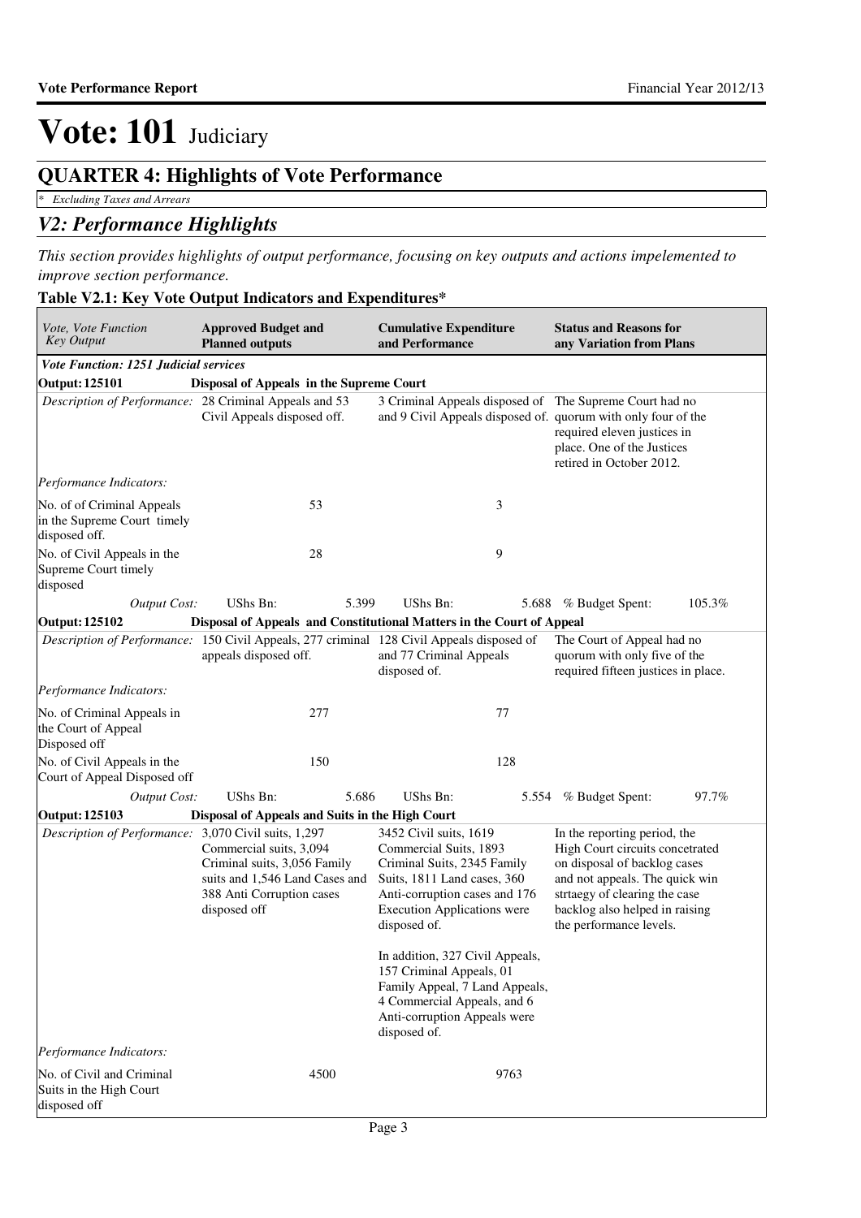# Vote: 101 Judiciary

## QUARTER 4: Highlights of Vote Performance

*\* Excluding Taxes and Arrears*

## *V2: Performance Highlights*

*This section provides highlights of output performance, focusing on key outputs and actions impelemented to improve section performance.*

**Table V2.1: Key Vote Output Indicators and Expenditures\***

| *Vote, Vote Function Key Output* | **Approved Budget and Planned outputs** | **Cumulative Expenditure and Performance** | **Status and Reasons for any Variation from Plans** |
|---|---|---|---|
| ***Vote Function: 1251 Judicial services*** | | | |
| **Output: 125101** | **Disposal of Appeals in the Supreme Court** | | |
| *Description of Performance:* | 28 Criminal Appeals and 53 Civil Appeals disposed off. | 3 Criminal Appeals disposed of and 9 Civil Appeals disposed of. | The Supreme Court had no quorum with only four of the required eleven justices in place. One of the Justices retired in October 2012. |
| *Performance Indicators:* | | | |
| No. of of Criminal Appeals in the Supreme Court timely disposed off. | 53 | 3 | |
| No. of Civil Appeals in the Supreme Court timely disposed | 28 | 9 | |
| *Output Cost:* | UShs Bn: 5.399 | UShs Bn: 5.688 | % Budget Spent: 105.3% |
| **Output: 125102** | **Disposal of Appeals and Constitutional Matters in the Court of Appeal** | | |
| *Description of Performance:* | 150 Civil Appeals, 277 criminal appeals disposed off. | 128 Civil Appeals disposed of and 77 Criminal Appeals disposed of. | The Court of Appeal had no quorum with only five of the required fifteen justices in place. |
| *Performance Indicators:* | | | |
| No. of Criminal Appeals in the Court of Appeal Disposed off | 277 | 77 | |
| No. of Civil Appeals in the Court of Appeal Disposed off | 150 | 128 | |
| *Output Cost:* | UShs Bn: 5.686 | UShs Bn: 5.554 | % Budget Spent: 97.7% |
| **Output: 125103** | **Disposal of Appeals and Suits in the High Court** | | |
| *Description of Performance:* | 3,070 Civil suits, 1,297 Commercial suits, 3,094 Criminal suits, 3,056 Family suits and 1,546 Land Cases and 388 Anti Corruption cases disposed off | 3452 Civil suits, 1619 Commercial Suits, 1893 Criminal Suits, 2345 Family Suits, 1811 Land cases, 360 Anti-corruption cases and 176 Execution Applications were disposed of.<br><br>In addition, 327 Civil Appeals, 157 Criminal Appeals, 01 Family Appeal, 7 Land Appeals, 4 Commercial Appeals, and 6 Anti-corruption Appeals were disposed of. | In the reporting period, the High Court circuits concetrated on disposal of backlog cases and not appeals. The quick win strtaegy of clearing the case backlog also helped in raising the performance levels. |
| *Performance Indicators:* | | | |
| No. of Civil and Criminal Suits in the High Court disposed off | 4500 | 9763 | |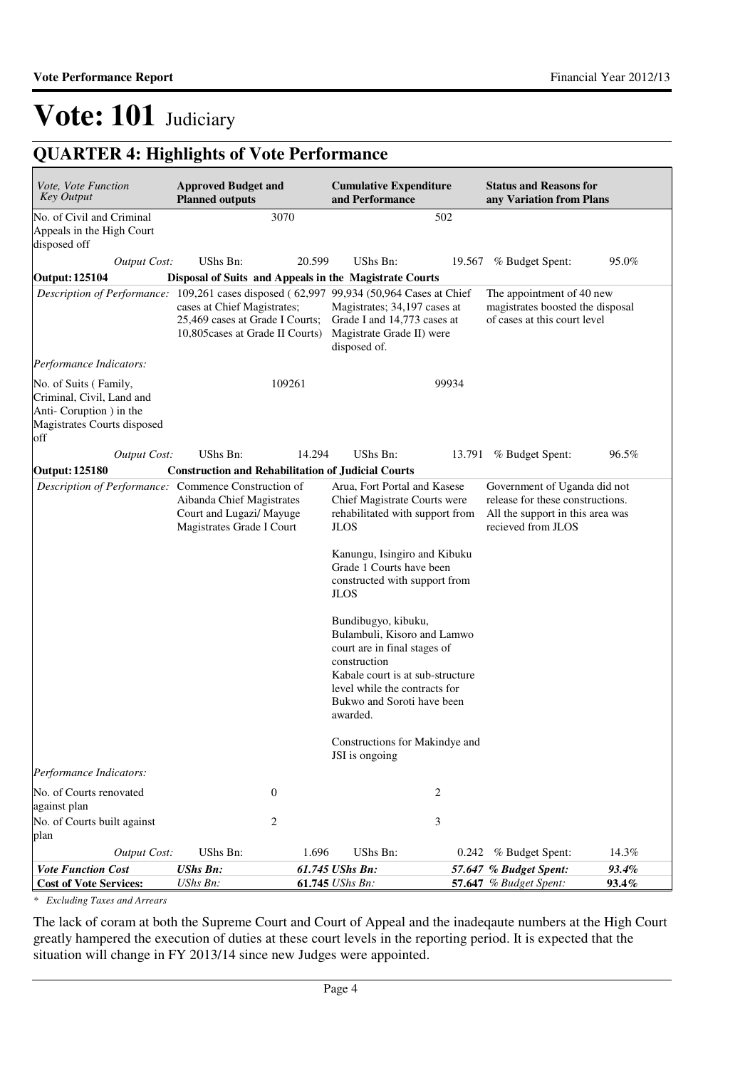# Vote: 101 Judiciary

## QUARTER 4: Highlights of Vote Performance

| *Vote, Vote Function Key Output* | **Approved Budget and Planned outputs** | | **Cumulative Expenditure and Performance** | | **Status and Reasons for any Variation from Plans** | |
|---|---|---|---|---|---|---|
| No. of Civil and Criminal Appeals in the High Court disposed off | | 3070 | | 502 | | |
| *Output Cost:* | UShs Bn: | 20.599 | UShs Bn: | 19.567 | % Budget Spent: | 95.0% |
| **Output: 125104** | **Disposal of Suits and Appeals in the Magistrate Courts** | | | | | |
| *Description of Performance:* | 109,261 cases disposed ( 62,997 cases at Chief Magistrates; 25,469 cases at Grade I Courts; 10,805cases at Grade II Courts) | | 99,934 (50,964 Cases at Chief Magistrates; 34,197 cases at Grade I and 14,773 cases at Magistrate Grade II) were disposed of. | | The appointment of 40 new magistrates boosted the disposal of cases at this court level | |
| *Performance Indicators:* | | | | | | |
| No. of Suits ( Family, Criminal, Civil, Land and Anti- Coruption ) in the Magistrates Courts disposed off | | 109261 | | 99934 | | |
| *Output Cost:* | UShs Bn: | 14.294 | UShs Bn: | 13.791 | % Budget Spent: | 96.5% |
| **Output: 125180** | **Construction and Rehabilitation of Judicial Courts** | | | | | |
| *Description of Performance:* | Commence Construction of Aibanda Chief Magistrates Court and Lugazi/ Mayuge Magistrates Grade I Court | | Arua, Fort Portal and Kasese Chief Magistrate Courts were rehabilitated with support from JLOS<br><br>Kanungu, Isingiro and Kibuku Grade 1 Courts have been constructed with support from JLOS<br><br>Bundibugyo, kibuku, Bulambuli, Kisoro and Lamwo court are in final stages of construction<br>Kabale court is at sub-structure level while the contracts for Bukwo and Soroti have been awarded.<br><br>Constructions for Makindye and JSI is ongoing | | Government of Uganda did not release for these constructions. All the support in this area was recieved from JLOS | |
| *Performance Indicators:* | | | | | | |
| No. of Courts renovated against plan | | 0 | | 2 | | |
| No. of Courts built against plan | | 2 | | 3 | | |
| *Output Cost:* | UShs Bn: | 1.696 | UShs Bn: | 0.242 | % Budget Spent: | 14.3% |
| ***Vote Function Cost*** | ***UShs Bn:*** | ***61.745*** | ***UShs Bn:*** | ***57.647*** | ***% Budget Spent:*** | ***93.4%*** |
| **Cost of Vote Services:** | *UShs Bn:* | **61.745** | *UShs Bn:* | **57.647** | *% Budget Spent:* | **93.4%** |

*\* Excluding Taxes and Arrears*

The lack of coram at both the Supreme Court and Court of Appeal and the inadeqaute numbers at the High Court greatly hampered the execution of duties at these court levels in the reporting period. It is expected that the situation will change in FY 2013/14 since new Judges were appointed.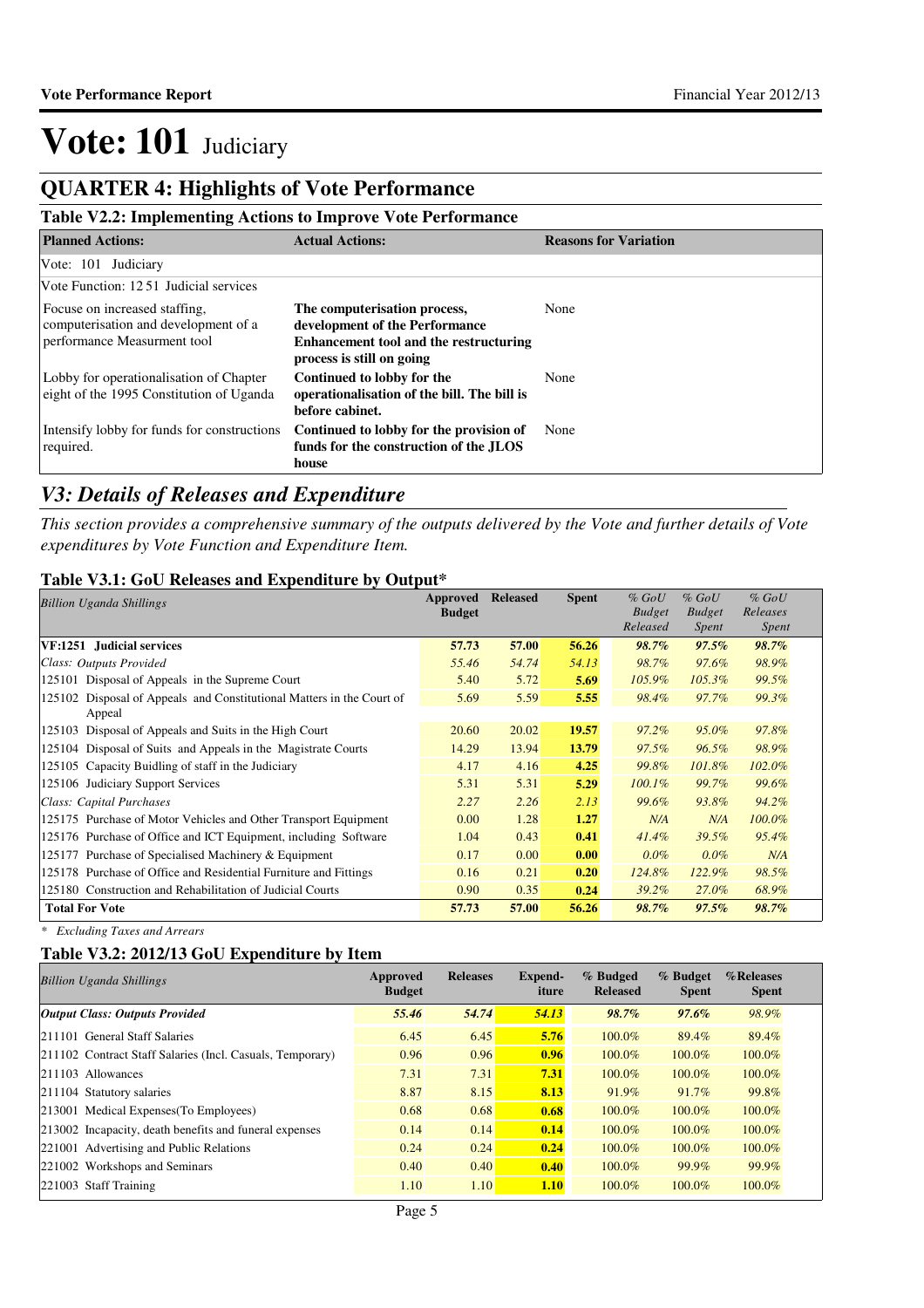# Vote: 101 Judiciary

## QUARTER 4: Highlights of Vote Performance

### Table V2.2: Implementing Actions to Improve Vote Performance

| Planned Actions: | Actual Actions: | Reasons for Variation |
|---|---|---|
| Vote: 101 Judiciary | | |
| Vote Function: 12 51 Judicial services | | |
| Focus on increased staffing, computerisation and development of a performance Measurment tool | **The computerisation process, development of the Performance Enhancement tool and the restructuring process is still on going** | None |
| Lobby for operationalisation of Chapter eight of the 1995 Constitution of Uganda | **Continued to lobby for the operationalisation of the bill. The bill is before cabinet.** | None |
| Intensify lobby for funds for constructions required. | **Continued to lobby for the provision of funds for the construction of the JLOS house** | None |

## *V3: Details of Releases and Expenditure*

*This section provides a comprehensive summary of the outputs delivered by the Vote and further details of Vote expenditures by Vote Function and Expenditure Item.*

### Table V3.1: GoU Releases and Expenditure by Output*

| *Billion Uganda Shillings* | Approved Budget | Released | Spent | *% GoU Budget Released* | *% GoU Budget Spent* | *% GoU Releases Spent* |
|---|---|---|---|---|---|---|
| **VF:1251 Judicial services** | **57.73** | **57.00** | **56.26** | ***98.7%*** | ***97.5%*** | ***98.7%*** |
| *Class: Outputs Provided* | *55.46* | *54.74* | *54.13* | *98.7%* | *97.6%* | *98.9%* |
| 125101 Disposal of Appeals in the Supreme Court | 5.40 | 5.72 | **5.69** | *105.9%* | *105.3%* | *99.5%* |
| 125102 Disposal of Appeals and Constitutional Matters in the Court of Appeal | 5.69 | 5.59 | **5.55** | *98.4%* | *97.7%* | *99.3%* |
| 125103 Disposal of Appeals and Suits in the High Court | 20.60 | 20.02 | **19.57** | *97.2%* | *95.0%* | *97.8%* |
| 125104 Disposal of Suits and Appeals in the Magistrate Courts | 14.29 | 13.94 | **13.79** | *97.5%* | *96.5%* | *98.9%* |
| 125105 Capacity Buidling of staff in the Judiciary | 4.17 | 4.16 | **4.25** | *99.8%* | *101.8%* | *102.0%* |
| 125106 Judiciary Support Services | 5.31 | 5.31 | **5.29** | *100.1%* | *99.7%* | *99.6%* |
| *Class: Capital Purchases* | *2.27* | *2.26* | *2.13* | *99.6%* | *93.8%* | *94.2%* |
| 125175 Purchase of Motor Vehicles and Other Transport Equipment | 0.00 | 1.28 | **1.27** | *N/A* | *N/A* | *100.0%* |
| 125176 Purchase of Office and ICT Equipment, including Software | 1.04 | 0.43 | **0.41** | *41.4%* | *39.5%* | *95.4%* |
| 125177 Purchase of Specialised Machinery & Equipment | 0.17 | 0.00 | **0.00** | *0.0%* | *0.0%* | *N/A* |
| 125178 Purchase of Office and Residential Furniture and Fittings | 0.16 | 0.21 | **0.20** | *124.8%* | *122.9%* | *98.5%* |
| 125180 Construction and Rehabilitation of Judicial Courts | 0.90 | 0.35 | **0.24** | *39.2%* | *27.0%* | *68.9%* |
| **Total For Vote** | **57.73** | **57.00** | **56.26** | ***98.7%*** | ***97.5%*** | ***98.7%*** |

*\* Excluding Taxes and Arrears*

### Table V3.2: 2012/13 GoU Expenditure by Item

| *Billion Uganda Shillings* | Approved Budget | Releases | Expend-iture | % Budged Released | % Budget Spent | %Releases Spent |
|---|---|---|---|---|---|---|
| ***Output Class: Outputs Provided*** | ***55.46*** | ***54.74*** | ***54.13*** | ***98.7%*** | ***97.6%*** | *98.9%* |
| 211101 General Staff Salaries | 6.45 | 6.45 | **5.76** | 100.0% | 89.4% | 89.4% |
| 211102 Contract Staff Salaries (Incl. Casuals, Temporary) | 0.96 | 0.96 | **0.96** | 100.0% | 100.0% | 100.0% |
| 211103 Allowances | 7.31 | 7.31 | **7.31** | 100.0% | 100.0% | 100.0% |
| 211104 Statutory salaries | 8.87 | 8.15 | **8.13** | 91.9% | 91.7% | 99.8% |
| 213001 Medical Expenses(To Employees) | 0.68 | 0.68 | **0.68** | 100.0% | 100.0% | 100.0% |
| 213002 Incapacity, death benefits and funeral expenses | 0.14 | 0.14 | **0.14** | 100.0% | 100.0% | 100.0% |
| 221001 Advertising and Public Relations | 0.24 | 0.24 | **0.24** | 100.0% | 100.0% | 100.0% |
| 221002 Workshops and Seminars | 0.40 | 0.40 | **0.40** | 100.0% | 99.9% | 99.9% |
| 221003 Staff Training | 1.10 | 1.10 | **1.10** | 100.0% | 100.0% | 100.0% |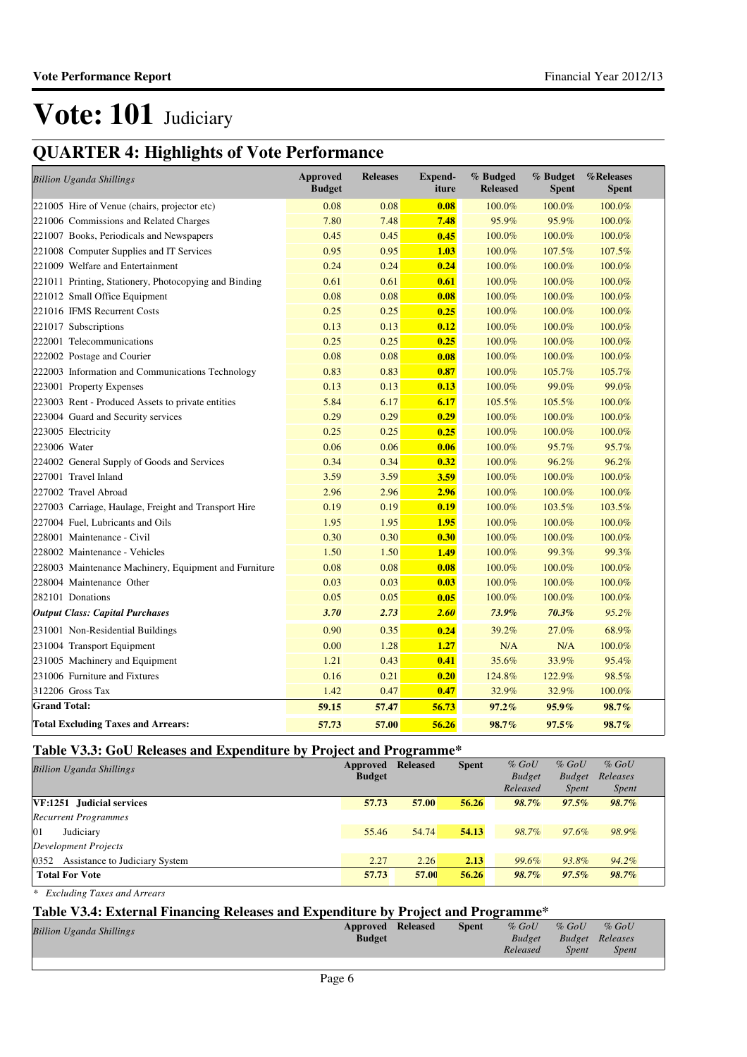# Vote: 101 Judiciary

## QUARTER 4: Highlights of Vote Performance

| *Billion Uganda Shillings* | Approved Budget | Releases | Expend-iture | % Budged Released | % Budget Spent | %Releases Spent |
|---|---|---|---|---|---|---|
| 221005 Hire of Venue (chairs, projector etc) | 0.08 | 0.08 | **0.08** | 100.0% | 100.0% | 100.0% |
| 221006 Commissions and Related Charges | 7.80 | 7.48 | **7.48** | 95.9% | 95.9% | 100.0% |
| 221007 Books, Periodicals and Newspapers | 0.45 | 0.45 | **0.45** | 100.0% | 100.0% | 100.0% |
| 221008 Computer Supplies and IT Services | 0.95 | 0.95 | **1.03** | 100.0% | 107.5% | 107.5% |
| 221009 Welfare and Entertainment | 0.24 | 0.24 | **0.24** | 100.0% | 100.0% | 100.0% |
| 221011 Printing, Stationery, Photocopying and Binding | 0.61 | 0.61 | **0.61** | 100.0% | 100.0% | 100.0% |
| 221012 Small Office Equipment | 0.08 | 0.08 | **0.08** | 100.0% | 100.0% | 100.0% |
| 221016 IFMS Recurrent Costs | 0.25 | 0.25 | **0.25** | 100.0% | 100.0% | 100.0% |
| 221017 Subscriptions | 0.13 | 0.13 | **0.12** | 100.0% | 100.0% | 100.0% |
| 222001 Telecommunications | 0.25 | 0.25 | **0.25** | 100.0% | 100.0% | 100.0% |
| 222002 Postage and Courier | 0.08 | 0.08 | **0.08** | 100.0% | 100.0% | 100.0% |
| 222003 Information and Communications Technology | 0.83 | 0.83 | **0.87** | 100.0% | 105.7% | 105.7% |
| 223001 Property Expenses | 0.13 | 0.13 | **0.13** | 100.0% | 99.0% | 99.0% |
| 223003 Rent - Produced Assets to private entities | 5.84 | 6.17 | **6.17** | 105.5% | 105.5% | 100.0% |
| 223004 Guard and Security services | 0.29 | 0.29 | **0.29** | 100.0% | 100.0% | 100.0% |
| 223005 Electricity | 0.25 | 0.25 | **0.25** | 100.0% | 100.0% | 100.0% |
| 223006 Water | 0.06 | 0.06 | **0.06** | 100.0% | 95.7% | 95.7% |
| 224002 General Supply of Goods and Services | 0.34 | 0.34 | **0.32** | 100.0% | 96.2% | 96.2% |
| 227001 Travel Inland | 3.59 | 3.59 | **3.59** | 100.0% | 100.0% | 100.0% |
| 227002 Travel Abroad | 2.96 | 2.96 | **2.96** | 100.0% | 100.0% | 100.0% |
| 227003 Carriage, Haulage, Freight and Transport Hire | 0.19 | 0.19 | **0.19** | 100.0% | 103.5% | 103.5% |
| 227004 Fuel, Lubricants and Oils | 1.95 | 1.95 | **1.95** | 100.0% | 100.0% | 100.0% |
| 228001 Maintenance - Civil | 0.30 | 0.30 | **0.30** | 100.0% | 100.0% | 100.0% |
| 228002 Maintenance - Vehicles | 1.50 | 1.50 | **1.49** | 100.0% | 99.3% | 99.3% |
| 228003 Maintenance Machinery, Equipment and Furniture | 0.08 | 0.08 | **0.08** | 100.0% | 100.0% | 100.0% |
| 228004 Maintenance Other | 0.03 | 0.03 | **0.03** | 100.0% | 100.0% | 100.0% |
| 282101 Donations | 0.05 | 0.05 | **0.05** | 100.0% | 100.0% | 100.0% |
| ***Output Class: Capital Purchases*** | ***3.70*** | ***2.73*** | ***2.60*** | ***73.9%*** | ***70.3%*** | *95.2%* |
| 231001 Non-Residential Buildings | 0.90 | 0.35 | **0.24** | 39.2% | 27.0% | 68.9% |
| 231004 Transport Equipment | 0.00 | 1.28 | **1.27** | N/A | N/A | 100.0% |
| 231005 Machinery and Equipment | 1.21 | 0.43 | **0.41** | 35.6% | 33.9% | 95.4% |
| 231006 Furniture and Fixtures | 0.16 | 0.21 | **0.20** | 124.8% | 122.9% | 98.5% |
| 312206 Gross Tax | 1.42 | 0.47 | **0.47** | 32.9% | 32.9% | 100.0% |
| **Grand Total:** | **59.15** | **57.47** | **56.73** | ***97.2%*** | ***95.9%*** | ***98.7%*** |
| **Total Excluding Taxes and Arrears:** | **57.73** | **57.00** | **56.26** | ***98.7%*** | ***97.5%*** | ***98.7%*** |

### Table V3.3: GoU Releases and Expenditure by Project and Programme*

| *Billion Uganda Shillings* | Approved Budget | Released | Spent | *% GoU Budget Released* | *% GoU Budget Spent* | *% GoU Releases Spent* |
|---|---|---|---|---|---|---|
| **VF:1251 Judicial services** | **57.73** | **57.00** | **56.26** | ***98.7%*** | ***97.5%*** | ***98.7%*** |
| *Recurrent Programmes* | | | | | | |
| 01 Judiciary | 55.46 | 54.74 | **54.13** | *98.7%* | *97.6%* | *98.9%* |
| *Development Projects* | | | | | | |
| 0352 Assistance to Judiciary System | 2.27 | 2.26 | **2.13** | *99.6%* | *93.8%* | *94.2%* |
| **Total For Vote** | **57.73** | **57.00** | **56.26** | ***98.7%*** | ***97.5%*** | ***98.7%*** |

*\* Excluding Taxes and Arrears*

### Table V3.4: External Financing Releases and Expenditure by Project and Programme*

| *Billion Uganda Shillings* | Approved Budget | Released | Spent | *% GoU Budget Released* | *% GoU Budget Spent* | *% GoU Releases Spent* |
|---|---|---|---|---|---|---|
| | | | | | | |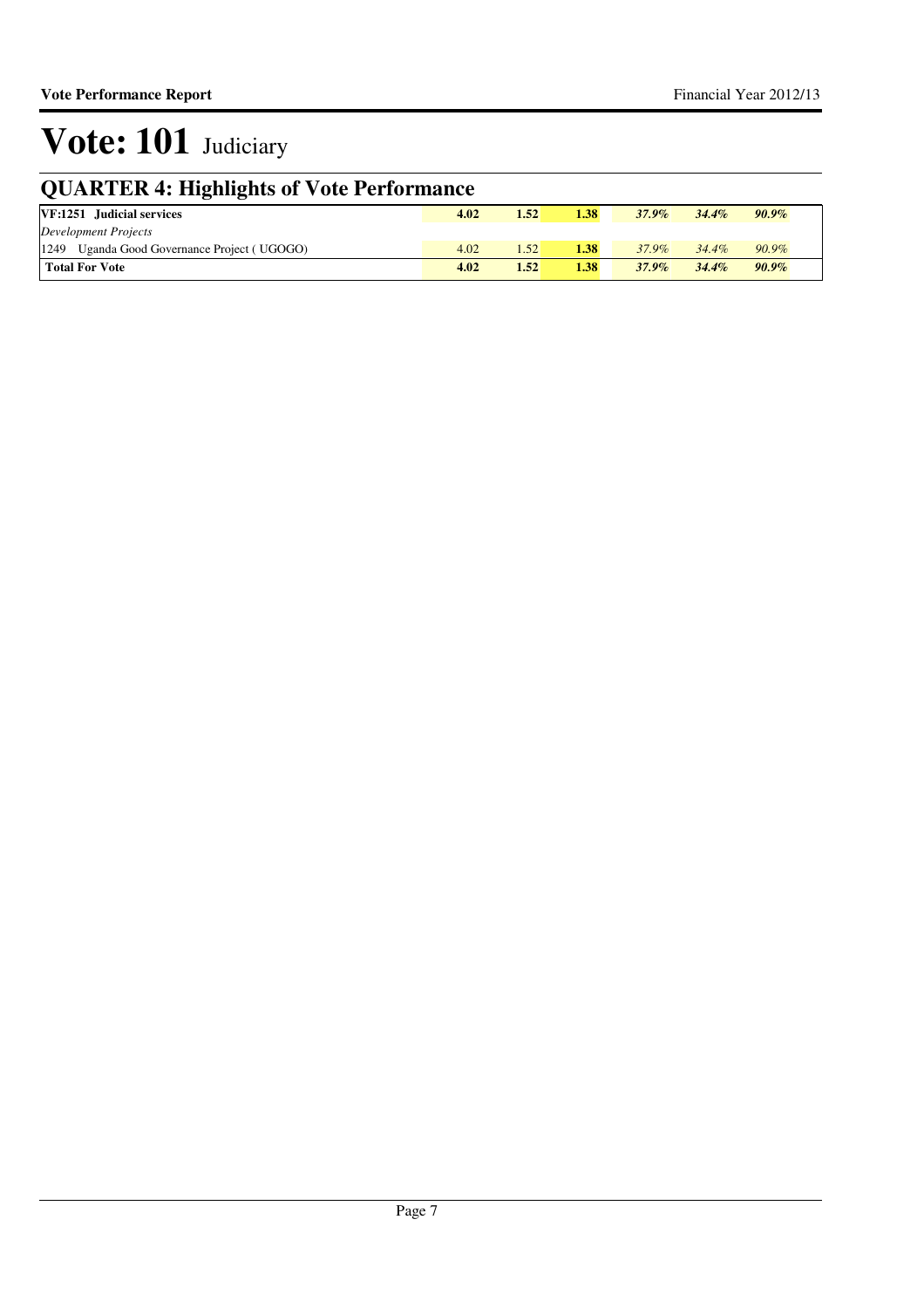# Vote: 101 Judiciary

## QUARTER 4: Highlights of Vote Performance

| | | | | | | |
|---|---|---|---|---|---|---|
| **VF:1251 Judicial services** | **4.02** | **1.52** | **1.38** | ***37.9%*** | ***34.4%*** | ***90.9%*** |
| *Development Projects* | | | | | | |
| 1249 Uganda Good Governance Project ( UGOGO) | 4.02 | 1.52 | **1.38** | *37.9%* | *34.4%* | *90.9%* |
| **Total For Vote** | **4.02** | **1.52** | **1.38** | ***37.9%*** | ***34.4%*** | ***90.9%*** |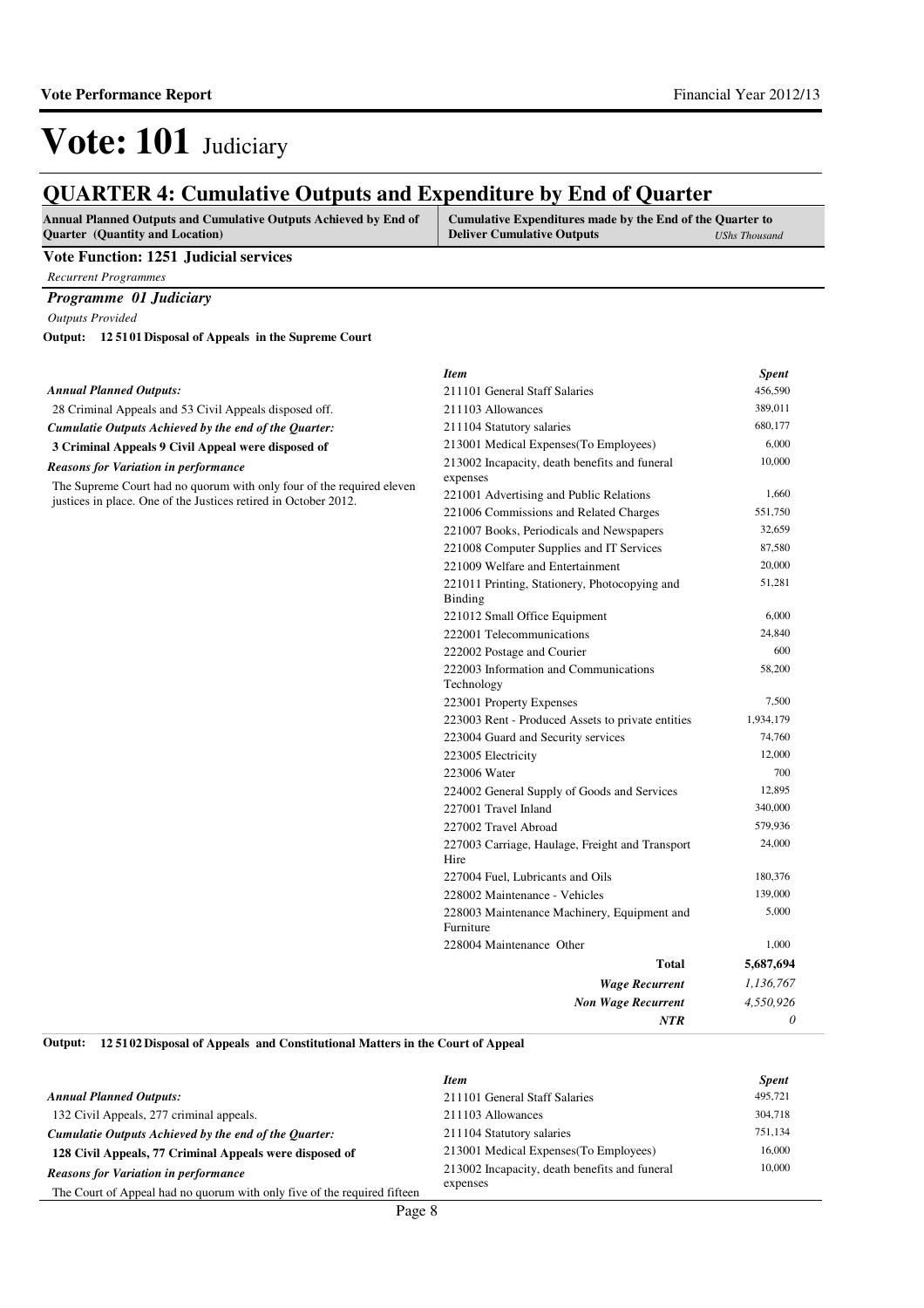# Vote: 101 Judiciary

## QUARTER 4: Cumulative Outputs and Expenditure by End of Quarter

| Annual Planned Outputs and Cumulative Outputs Achieved by End of Quarter (Quantity and Location) | Cumulative Expenditures made by the End of the Quarter to Deliver Cumulative Outputs *UShs Thousand* |
|---|---|

### Vote Function: 1251 Judicial services

*Recurrent Programmes*

#### *Programme 01 Judiciary*

*Outputs Provided*

**Output: 12 51 01 Disposal of Appeals in the Supreme Court**

***Annual Planned Outputs:***

28 Criminal Appeals and 53 Civil Appeals disposed off.

***Cumulatie Outputs Achieved by the end of the Quarter:***

**3 Criminal Appeals 9 Civil Appeal were disposed of**

***Reasons for Variation in performance***

The Supreme Court had no quorum with only four of the required eleven justices in place. One of the Justices retired in October 2012.

| *Item* | *Spent* |
|---|---|
| 211101 General Staff Salaries | 456,590 |
| 211103 Allowances | 389,011 |
| 211104 Statutory salaries | 680,177 |
| 213001 Medical Expenses(To Employees) | 6,000 |
| 213002 Incapacity, death benefits and funeral expenses | 10,000 |
| 221001 Advertising and Public Relations | 1,660 |
| 221006 Commissions and Related Charges | 551,750 |
| 221007 Books, Periodicals and Newspapers | 32,659 |
| 221008 Computer Supplies and IT Services | 87,580 |
| 221009 Welfare and Entertainment | 20,000 |
| 221011 Printing, Stationery, Photocopying and Binding | 51,281 |
| 221012 Small Office Equipment | 6,000 |
| 222001 Telecommunications | 24,840 |
| 222002 Postage and Courier | 600 |
| 222003 Information and Communications Technology | 58,200 |
| 223001 Property Expenses | 7,500 |
| 223003 Rent - Produced Assets to private entities | 1,934,179 |
| 223004 Guard and Security services | 74,760 |
| 223005 Electricity | 12,000 |
| 223006 Water | 700 |
| 224002 General Supply of Goods and Services | 12,895 |
| 227001 Travel Inland | 340,000 |
| 227002 Travel Abroad | 579,936 |
| 227003 Carriage, Haulage, Freight and Transport Hire | 24,000 |
| 227004 Fuel, Lubricants and Oils | 180,376 |
| 228002 Maintenance - Vehicles | 139,000 |
| 228003 Maintenance Machinery, Equipment and Furniture | 5,000 |
| 228004 Maintenance Other | 1,000 |
| **Total** | **5,687,694** |
| ***Wage Recurrent*** | *1,136,767* |
| ***Non Wage Recurrent*** | *4,550,926* |
| ***NTR*** | *0* |

**Output: 12 51 02 Disposal of Appeals and Constitutional Matters in the Court of Appeal**

***Annual Planned Outputs:***

132 Civil Appeals, 277 criminal appeals.

***Cumulatie Outputs Achieved by the end of the Quarter:***

**128 Civil Appeals, 77 Criminal Appeals were disposed of**

***Reasons for Variation in performance***

The Court of Appeal had no quorum with only five of the required fifteen

| *Item* | *Spent* |
|---|---|
| 211101 General Staff Salaries | 495,721 |
| 211103 Allowances | 304,718 |
| 211104 Statutory salaries | 751,134 |
| 213001 Medical Expenses(To Employees) | 16,000 |
| 213002 Incapacity, death benefits and funeral expenses | 10,000 |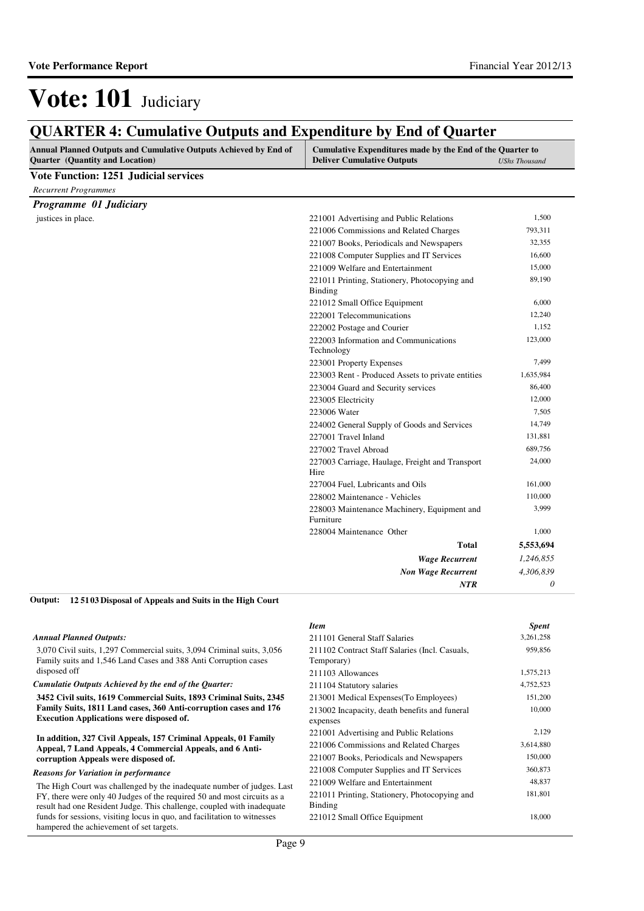# Vote: 101 Judiciary

## QUARTER 4: Cumulative Outputs and Expenditure by End of Quarter

| Annual Planned Outputs and Cumulative Outputs Achieved by End of Quarter (Quantity and Location) | Cumulative Expenditures made by the End of the Quarter to Deliver Cumulative Outputs | *UShs Thousand* |
|---|---|---|

**Vote Function: 1251 Judicial services**

*Recurrent Programmes*

***Programme 01 Judiciary***

justices in place.

| Item | Spent |
|---|---|
| 221001 Advertising and Public Relations | 1,500 |
| 221006 Commissions and Related Charges | 793,311 |
| 221007 Books, Periodicals and Newspapers | 32,355 |
| 221008 Computer Supplies and IT Services | 16,600 |
| 221009 Welfare and Entertainment | 15,000 |
| 221011 Printing, Stationery, Photocopying and Binding | 89,190 |
| 221012 Small Office Equipment | 6,000 |
| 222001 Telecommunications | 12,240 |
| 222002 Postage and Courier | 1,152 |
| 222003 Information and Communications Technology | 123,000 |
| 223001 Property Expenses | 7,499 |
| 223003 Rent - Produced Assets to private entities | 1,635,984 |
| 223004 Guard and Security services | 86,400 |
| 223005 Electricity | 12,000 |
| 223006 Water | 7,505 |
| 224002 General Supply of Goods and Services | 14,749 |
| 227001 Travel Inland | 131,881 |
| 227002 Travel Abroad | 689,756 |
| 227003 Carriage, Haulage, Freight and Transport Hire | 24,000 |
| 227004 Fuel, Lubricants and Oils | 161,000 |
| 228002 Maintenance - Vehicles | 110,000 |
| 228003 Maintenance Machinery, Equipment and Furniture | 3,999 |
| 228004 Maintenance Other | 1,000 |
| **Total** | **5,553,694** |
| ***Wage Recurrent*** | *1,246,855* |
| ***Non Wage Recurrent*** | *4,306,839* |
| ***NTR*** | *0* |

**Output: 12 51 03 Disposal of Appeals and Suits in the High Court**

*Annual Planned Outputs:*

3,070 Civil suits, 1,297 Commercial suits, 3,094 Criminal suits, 3,056 Family suits and 1,546 Land Cases and 388 Anti Corruption cases disposed off

*Cumulatie Outputs Achieved by the end of the Quarter:*

**3452 Civil suits, 1619 Commercial Suits, 1893 Criminal Suits, 2345 Family Suits, 1811 Land cases, 360 Anti-corruption cases and 176 Execution Applications were disposed of.**

**In addition, 327 Civil Appeals, 157 Criminal Appeals, 01 Family Appeal, 7 Land Appeals, 4 Commercial Appeals, and 6 Anti-corruption Appeals were disposed of.**

*Reasons for Variation in performance*

The High Court was challenged by the inadequate number of judges. Last FY, there were only 40 Judges of the required 50 and most circuits as a result had one Resident Judge. This challenge, coupled with inadequate funds for sessions, visiting locus in quo, and facilitation to witnesses hampered the achievement of set targets.

| *Item* | *Spent* |
|---|---|
| 211101 General Staff Salaries | 3,261,258 |
| 211102 Contract Staff Salaries (Incl. Casuals, Temporary) | 959,856 |
| 211103 Allowances | 1,575,213 |
| 211104 Statutory salaries | 4,752,523 |
| 213001 Medical Expenses(To Employees) | 151,200 |
| 213002 Incapacity, death benefits and funeral expenses | 10,000 |
| 221001 Advertising and Public Relations | 2,129 |
| 221006 Commissions and Related Charges | 3,614,880 |
| 221007 Books, Periodicals and Newspapers | 150,000 |
| 221008 Computer Supplies and IT Services | 360,873 |
| 221009 Welfare and Entertainment | 48,837 |
| 221011 Printing, Stationery, Photocopying and Binding | 181,801 |
| 221012 Small Office Equipment | 18,000 |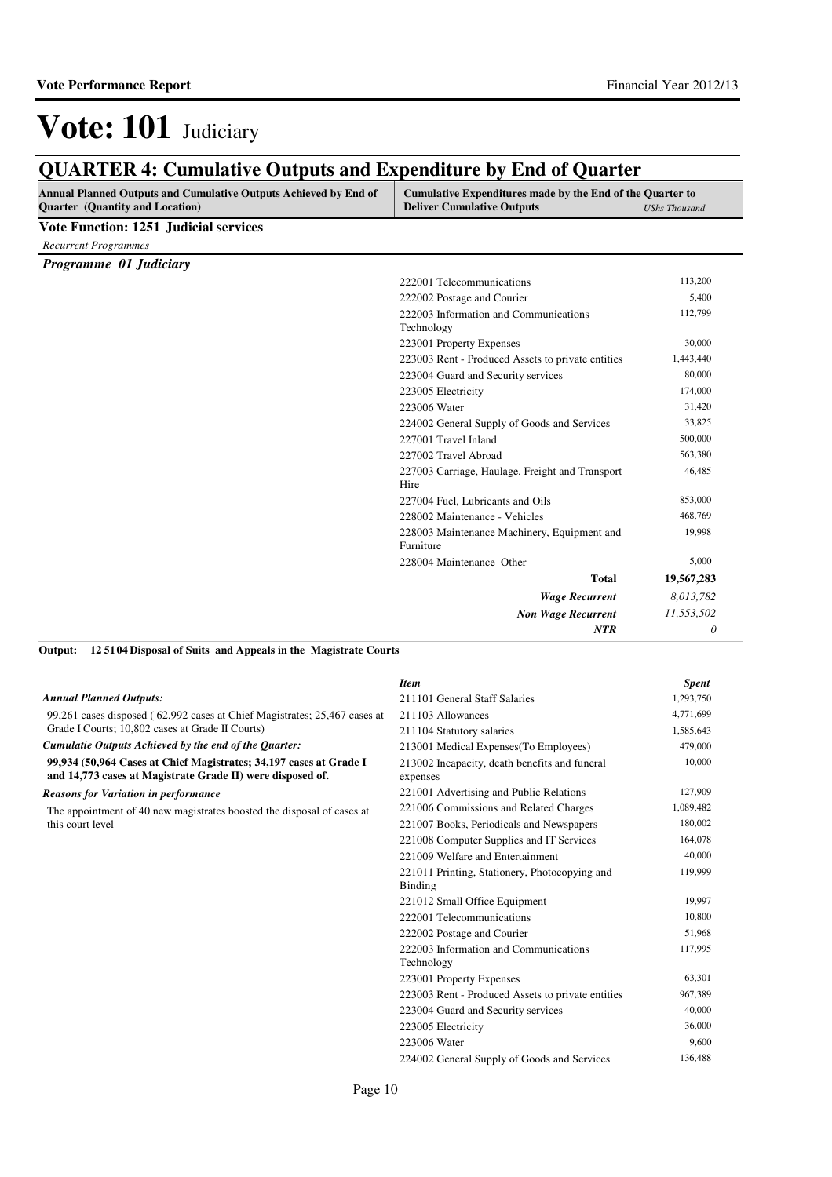# Vote: 101 Judiciary

## QUARTER 4: Cumulative Outputs and Expenditure by End of Quarter

| Annual Planned Outputs and Cumulative Outputs Achieved by End of Quarter (Quantity and Location) | Cumulative Expenditures made by the End of the Quarter to Deliver Cumulative Outputs | *UShs Thousand* |
|---|---|---|

**Vote Function: 1251 Judicial services**

*Recurrent Programmes*

***Programme 01 Judiciary***

| Item | Spent |
|---|---|
| 222001 Telecommunications | 113,200 |
| 222002 Postage and Courier | 5,400 |
| 222003 Information and Communications Technology | 112,799 |
| 223001 Property Expenses | 30,000 |
| 223003 Rent - Produced Assets to private entities | 1,443,440 |
| 223004 Guard and Security services | 80,000 |
| 223005 Electricity | 174,000 |
| 223006 Water | 31,420 |
| 224002 General Supply of Goods and Services | 33,825 |
| 227001 Travel Inland | 500,000 |
| 227002 Travel Abroad | 563,380 |
| 227003 Carriage, Haulage, Freight and Transport Hire | 46,485 |
| 227004 Fuel, Lubricants and Oils | 853,000 |
| 228002 Maintenance - Vehicles | 468,769 |
| 228003 Maintenance Machinery, Equipment and Furniture | 19,998 |
| 228004 Maintenance Other | 5,000 |
| **Total** | **19,567,283** |
| ***Wage Recurrent*** | *8,013,782* |
| ***Non Wage Recurrent*** | *11,553,502* |
| ***NTR*** | *0* |

**Output: 12 51 04 Disposal of Suits and Appeals in the Magistrate Courts**

***Annual Planned Outputs:***

99,261 cases disposed ( 62,992 cases at Chief Magistrates; 25,467 cases at Grade I Courts; 10,802 cases at Grade II Courts)

***Cumulatie Outputs Achieved by the end of the Quarter:***

**99,934 (50,964 Cases at Chief Magistrates; 34,197 cases at Grade I and 14,773 cases at Magistrate Grade II) were disposed of.**

***Reasons for Variation in performance***

The appointment of 40 new magistrates boosted the disposal of cases at this court level

| *Item* | *Spent* |
|---|---|
| 211101 General Staff Salaries | 1,293,750 |
| 211103 Allowances | 4,771,699 |
| 211104 Statutory salaries | 1,585,643 |
| 213001 Medical Expenses(To Employees) | 479,000 |
| 213002 Incapacity, death benefits and funeral expenses | 10,000 |
| 221001 Advertising and Public Relations | 127,909 |
| 221006 Commissions and Related Charges | 1,089,482 |
| 221007 Books, Periodicals and Newspapers | 180,002 |
| 221008 Computer Supplies and IT Services | 164,078 |
| 221009 Welfare and Entertainment | 40,000 |
| 221011 Printing, Stationery, Photocopying and Binding | 119,999 |
| 221012 Small Office Equipment | 19,997 |
| 222001 Telecommunications | 10,800 |
| 222002 Postage and Courier | 51,968 |
| 222003 Information and Communications Technology | 117,995 |
| 223001 Property Expenses | 63,301 |
| 223003 Rent - Produced Assets to private entities | 967,389 |
| 223004 Guard and Security services | 40,000 |
| 223005 Electricity | 36,000 |
| 223006 Water | 9,600 |
| 224002 General Supply of Goods and Services | 136,488 |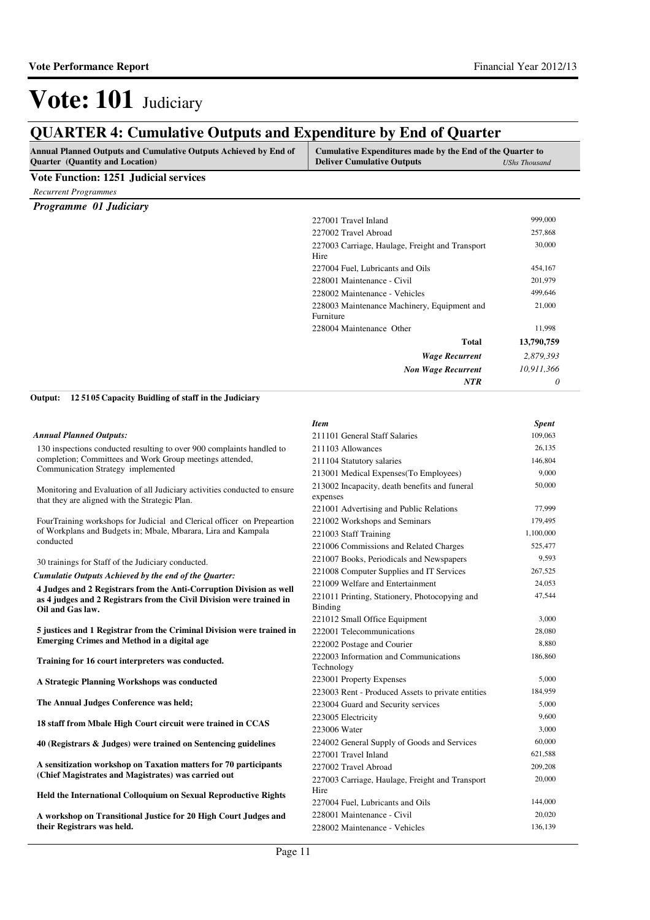# Vote: 101 Judiciary

## QUARTER 4: Cumulative Outputs and Expenditure by End of Quarter

| Annual Planned Outputs and Cumulative Outputs Achieved by End of Quarter (Quantity and Location) | Cumulative Expenditures made by the End of the Quarter to Deliver Cumulative Outputs | *UShs Thousand* |
|---|---|---|

**Vote Function: 1251 Judicial services**

*Recurrent Programmes*

***Programme 01 Judiciary***

| Item | Spent |
|---|---|
| 227001 Travel Inland | 999,000 |
| 227002 Travel Abroad | 257,868 |
| 227003 Carriage, Haulage, Freight and Transport Hire | 30,000 |
| 227004 Fuel, Lubricants and Oils | 454,167 |
| 228001 Maintenance - Civil | 201,979 |
| 228002 Maintenance - Vehicles | 499,646 |
| 228003 Maintenance Machinery, Equipment and Furniture | 21,000 |
| 228004 Maintenance Other | 11,998 |
| **Total** | **13,790,759** |
| ***Wage Recurrent*** | *2,879,393* |
| ***Non Wage Recurrent*** | *10,911,366* |
| ***NTR*** | *0* |

**Output: 12 5105 Capacity Buidling of staff in the Judiciary**

*Annual Planned Outputs:*

130 inspections conducted resulting to over 900 complaints handled to completion; Committees and Work Group meetings attended, Communication Strategy implemented

Monitoring and Evaluation of all Judiciary activities conducted to ensure that they are aligned with the Strategic Plan.

FourTraining workshops for Judicial and Clerical officer on Prepeartion of Workplans and Budgets in; Mbale, Mbarara, Lira and Kampala conducted

30 trainings for Staff of the Judiciary conducted.

*Cumulatie Outputs Achieved by the end of the Quarter:*

**4 Judges and 2 Registrars from the Anti-Corruption Division as well as 4 judges and 2 Registrars from the Civil Division were trained in Oil and Gas law.**

**5 justices and 1 Registrar from the Criminal Division were trained in Emerging Crimes and Method in a digital age**

**Training for 16 court interpreters was conducted.**

**A Strategic Planning Workshops was conducted**

**The Annual Judges Conference was held;**

**18 staff from Mbale High Court circuit were trained in CCAS**

**40 (Registrars & Judges) were trained on Sentencing guidelines**

**A sensitization workshop on Taxation matters for 70 participants (Chief Magistrates and Magistrates) was carried out**

**Held the International Colloquium on Sexual Reproductive Rights**

**A workshop on Transitional Justice for 20 High Court Judges and their Registrars was held.**

| *Item* | *Spent* |
|---|---|
| 211101 General Staff Salaries | 109,063 |
| 211103 Allowances | 26,135 |
| 211104 Statutory salaries | 146,804 |
| 213001 Medical Expenses(To Employees) | 9,000 |
| 213002 Incapacity, death benefits and funeral expenses | 50,000 |
| 221001 Advertising and Public Relations | 77,999 |
| 221002 Workshops and Seminars | 179,495 |
| 221003 Staff Training | 1,100,000 |
| 221006 Commissions and Related Charges | 525,477 |
| 221007 Books, Periodicals and Newspapers | 9,593 |
| 221008 Computer Supplies and IT Services | 267,525 |
| 221009 Welfare and Entertainment | 24,053 |
| 221011 Printing, Stationery, Photocopying and Binding | 47,544 |
| 221012 Small Office Equipment | 3,000 |
| 222001 Telecommunications | 28,080 |
| 222002 Postage and Courier | 8,880 |
| 222003 Information and Communications Technology | 186,860 |
| 223001 Property Expenses | 5,000 |
| 223003 Rent - Produced Assets to private entities | 184,959 |
| 223004 Guard and Security services | 5,000 |
| 223005 Electricity | 9,600 |
| 223006 Water | 3,000 |
| 224002 General Supply of Goods and Services | 60,000 |
| 227001 Travel Inland | 621,588 |
| 227002 Travel Abroad | 209,208 |
| 227003 Carriage, Haulage, Freight and Transport Hire | 20,000 |
| 227004 Fuel, Lubricants and Oils | 144,000 |
| 228001 Maintenance - Civil | 20,020 |
| 228002 Maintenance - Vehicles | 136,139 |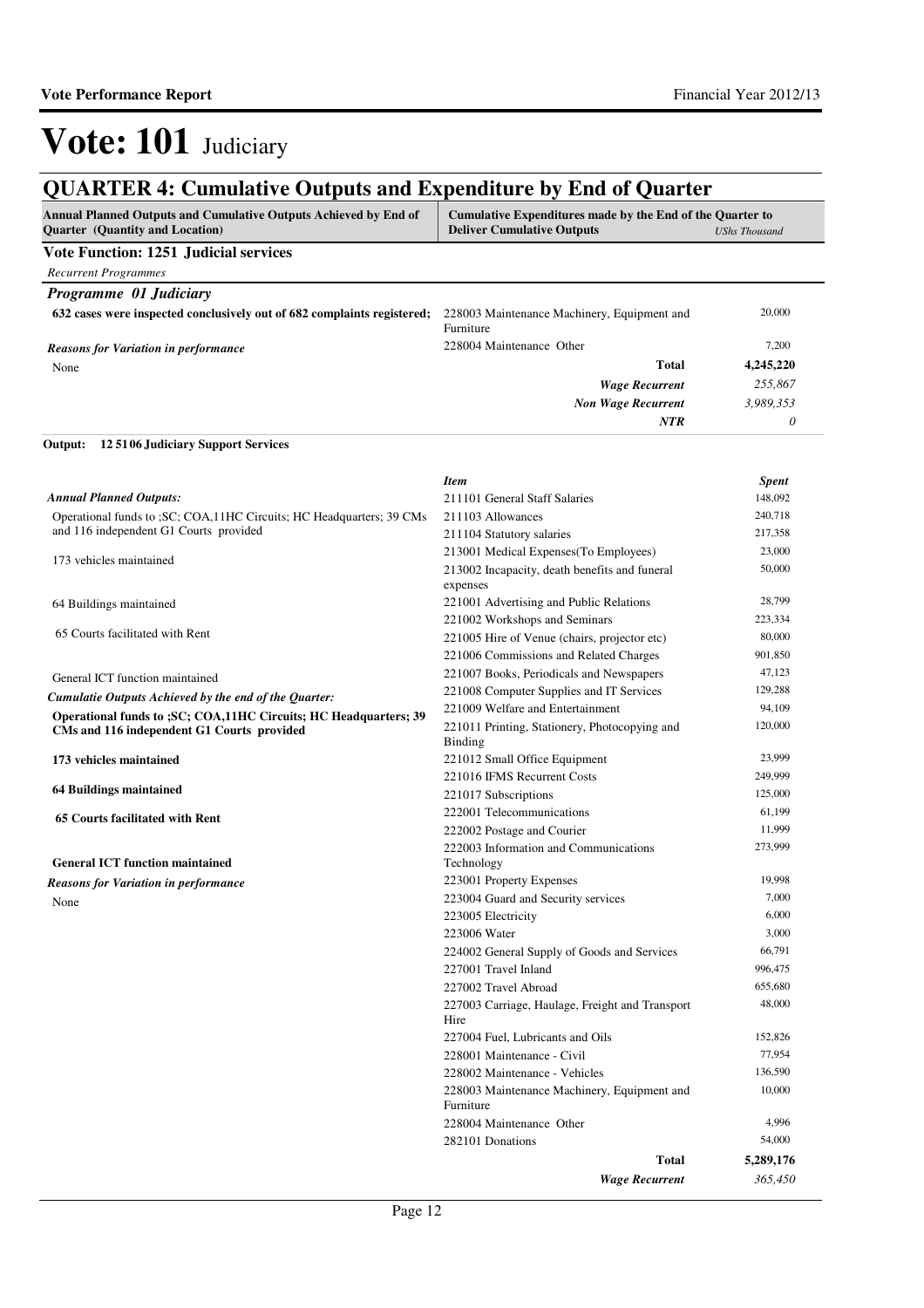# Vote: 101 Judiciary

## QUARTER 4: Cumulative Outputs and Expenditure by End of Quarter

| Annual Planned Outputs and Cumulative Outputs Achieved by End of Quarter (Quantity and Location) | Cumulative Expenditures made by the End of the Quarter to Deliver Cumulative Outputs | *UShs Thousand* |
|---|---|---|

**Vote Function: 1251 Judicial services**

*Recurrent Programmes*

### *Programme 01 Judiciary*

| | | |
|---|---|---|
| **632 cases were inspected conclusively out of 682 complaints registered;** | 228003 Maintenance Machinery, Equipment and Furniture | 20,000 |
| ***Reasons for Variation in performance*** | 228004 Maintenance Other | 7,200 |
| None | **Total** | **4,245,220** |
| | ***Wage Recurrent*** | *255,867* |
| | ***Non Wage Recurrent*** | *3,989,353* |
| | ***NTR*** | *0* |

**Output: 12 5106 Judiciary Support Services**

| | *Item* | *Spent* |
|---|---|---|
| ***Annual Planned Outputs:*** | 211101 General Staff Salaries | 148,092 |
| Operational funds to ;SC; COA,11HC Circuits; HC Headquarters; 39 CMs and 116 independent G1 Courts provided | 211103 Allowances | 240,718 |
| | 211104 Statutory salaries | 217,358 |
| 173 vehicles maintained | 213001 Medical Expenses(To Employees) | 23,000 |
| | 213002 Incapacity, death benefits and funeral expenses | 50,000 |
| 64 Buildings maintained | 221001 Advertising and Public Relations | 28,799 |
| | 221002 Workshops and Seminars | 223,334 |
| 65 Courts facilitated with Rent | 221005 Hire of Venue (chairs, projector etc) | 80,000 |
| | 221006 Commissions and Related Charges | 901,850 |
| General ICT function maintained | 221007 Books, Periodicals and Newspapers | 47,123 |
| ***Cumulatie Outputs Achieved by the end of the Quarter:*** | 221008 Computer Supplies and IT Services | 129,288 |
| **Operational funds to ;SC; COA,11HC Circuits; HC Headquarters; 39 CMs and 116 independent G1 Courts provided** | 221009 Welfare and Entertainment | 94,109 |
| | 221011 Printing, Stationery, Photocopying and Binding | 120,000 |
| **173 vehicles maintained** | 221012 Small Office Equipment | 23,999 |
| | 221016 IFMS Recurrent Costs | 249,999 |
| **64 Buildings maintained** | 221017 Subscriptions | 125,000 |
| **65 Courts facilitated with Rent** | 222001 Telecommunications | 61,199 |
| | 222002 Postage and Courier | 11,999 |
| **General ICT function maintained** | 222003 Information and Communications Technology | 273,999 |
| ***Reasons for Variation in performance*** | 223001 Property Expenses | 19,998 |
| None | 223004 Guard and Security services | 7,000 |
| | 223005 Electricity | 6,000 |
| | 223006 Water | 3,000 |
| | 224002 General Supply of Goods and Services | 66,791 |
| | 227001 Travel Inland | 996,475 |
| | 227002 Travel Abroad | 655,680 |
| | 227003 Carriage, Haulage, Freight and Transport Hire | 48,000 |
| | 227004 Fuel, Lubricants and Oils | 152,826 |
| | 228001 Maintenance - Civil | 77,954 |
| | 228002 Maintenance - Vehicles | 136,590 |
| | 228003 Maintenance Machinery, Equipment and Furniture | 10,000 |
| | 228004 Maintenance Other | 4,996 |
| | 282101 Donations | 54,000 |
| | **Total** | **5,289,176** |
| | ***Wage Recurrent*** | *365,450* |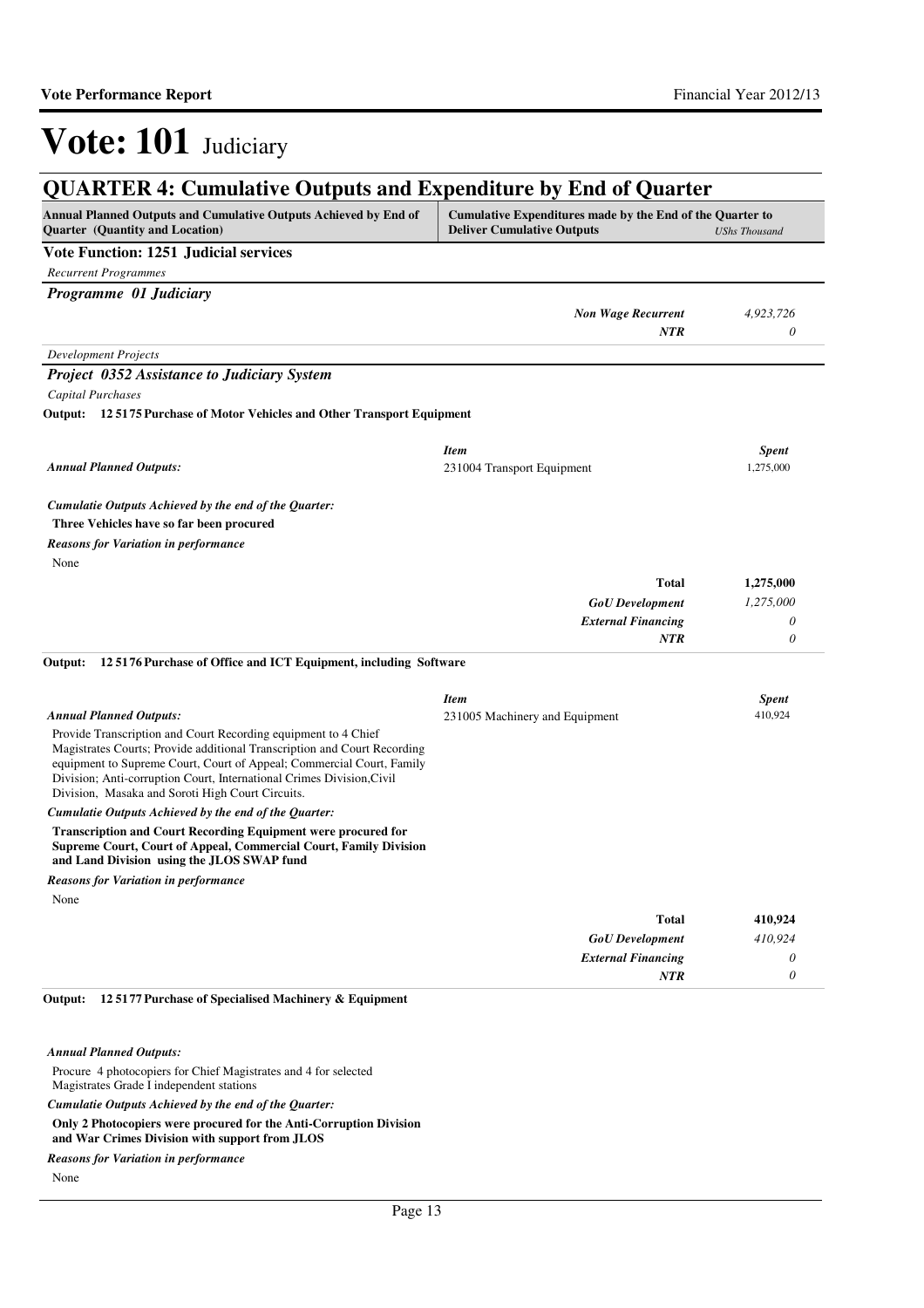# Vote: 101 Judiciary

## QUARTER 4: Cumulative Outputs and Expenditure by End of Quarter

| Annual Planned Outputs and Cumulative Outputs Achieved by End of Quarter (Quantity and Location) | Cumulative Expenditures made by the End of the Quarter to Deliver Cumulative Outputs | *UShs Thousand* |
|---|---|---|

**Vote Function: 1251 Judicial services**

*Recurrent Programmes*

***Programme 01 Judiciary***

| | | |
|---|---|---|
| | ***Non Wage Recurrent*** | *4,923,726* |
| | ***NTR*** | *0* |

*Development Projects*

***Project 0352 Assistance to Judiciary System***

*Capital Purchases*

**Output: 12 5175 Purchase of Motor Vehicles and Other Transport Equipment**

| | ***Item*** | ***Spent*** |
|---|---|---|
| ***Annual Planned Outputs:*** | 231004 Transport Equipment | 1,275,000 |

***Cumulatie Outputs Achieved by the end of the Quarter:***

**Three Vehicles have so far been procured**

***Reasons for Variation in performance***

None

| | | |
|---|---|---|
| | **Total** | **1,275,000** |
| | ***GoU Development*** | *1,275,000* |
| | ***External Financing*** | *0* |
| | ***NTR*** | *0* |

**Output: 12 5176 Purchase of Office and ICT Equipment, including Software**

| | ***Item*** | ***Spent*** |
|---|---|---|
| ***Annual Planned Outputs:*** | 231005 Machinery and Equipment | 410,924 |

Provide Transcription and Court Recording equipment to 4 Chief Magistrates Courts; Provide additional Transcription and Court Recording equipment to Supreme Court, Court of Appeal; Commercial Court, Family Division; Anti-corruption Court, International Crimes Division,Civil Division, Masaka and Soroti High Court Circuits.

***Cumulatie Outputs Achieved by the end of the Quarter:***

**Transcription and Court Recording Equipment were procured for Supreme Court, Court of Appeal, Commercial Court, Family Division and Land Division using the JLOS SWAP fund**

***Reasons for Variation in performance***

None

| | | |
|---|---|---|
| | **Total** | **410,924** |
| | ***GoU Development*** | *410,924* |
| | ***External Financing*** | *0* |
| | ***NTR*** | *0* |

**Output: 12 5177 Purchase of Specialised Machinery & Equipment**

***Annual Planned Outputs:***

Procure 4 photocopiers for Chief Magistrates and 4 for selected Magistrates Grade I independent stations

***Cumulatie Outputs Achieved by the end of the Quarter:***

**Only 2 Photocopiers were procured for the Anti-Corruption Division and War Crimes Division with support from JLOS**

***Reasons for Variation in performance***

None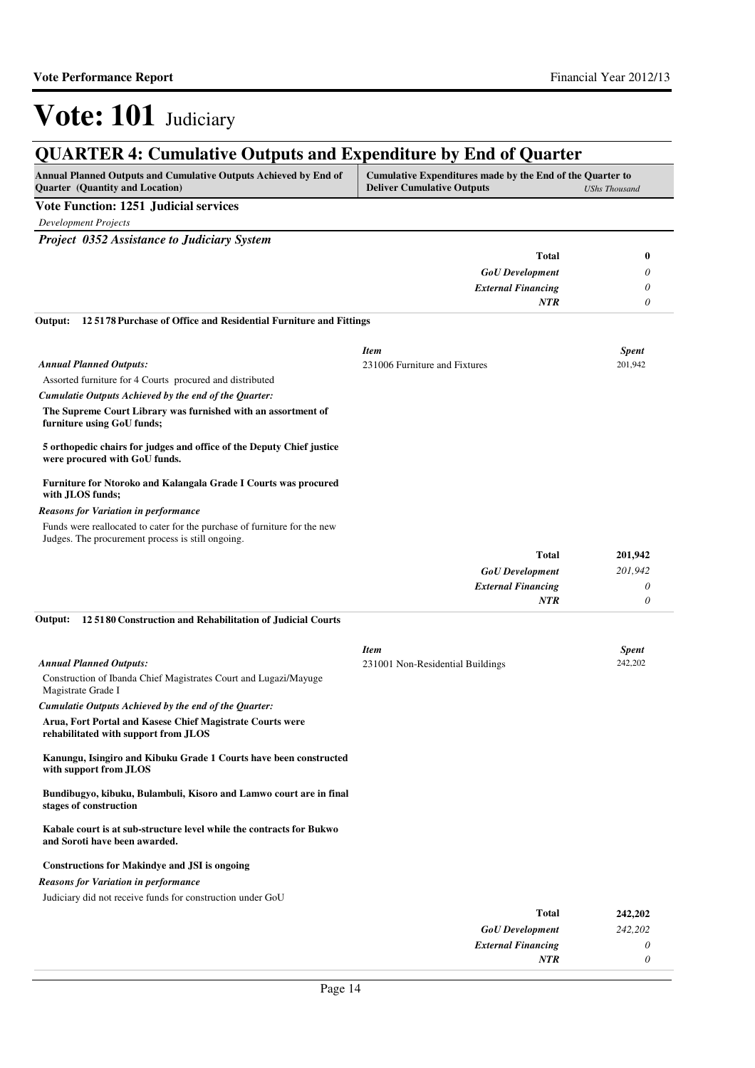# Vote: 101 Judiciary

## QUARTER 4: Cumulative Outputs and Expenditure by End of Quarter

| Annual Planned Outputs and Cumulative Outputs Achieved by End of Quarter (Quantity and Location) | Cumulative Expenditures made by the End of the Quarter to Deliver Cumulative Outputs | *UShs Thousand* |
|---|---|---|

**Vote Function: 1251 Judicial services**

*Development Projects*

***Project 0352 Assistance to Judiciary System***

| | | |
|---|---|---|
| | **Total** | **0** |
| | *GoU Development* | *0* |
| | *External Financing* | *0* |
| | *NTR* | *0* |

**Output: 12 5178 Purchase of Office and Residential Furniture and Fittings**

| | *Item* | *Spent* |
|---|---|---|
| *Annual Planned Outputs:* | 231006 Furniture and Fixtures | 201,942 |

Assorted furniture for 4 Courts procured and distributed

*Cumulatie Outputs Achieved by the end of the Quarter:*

**The Supreme Court Library was furnished with an assortment of furniture using GoU funds;**

**5 orthopedic chairs for judges and office of the Deputy Chief justice were procured with GoU funds.**

**Furniture for Ntoroko and Kalangala Grade I Courts was procured with JLOS funds;**

*Reasons for Variation in performance*

Funds were reallocated to cater for the purchase of furniture for the new Judges. The procurement process is still ongoing.

| | | |
|---|---|---|
| | **Total** | **201,942** |
| | *GoU Development* | *201,942* |
| | *External Financing* | *0* |
| | *NTR* | *0* |

**Output: 12 5180 Construction and Rehabilitation of Judicial Courts**

| | *Item* | *Spent* |
|---|---|---|
| *Annual Planned Outputs:* | 231001 Non-Residential Buildings | 242,202 |

Construction of Ibanda Chief Magistrates Court and Lugazi/Mayuge Magistrate Grade I

*Cumulatie Outputs Achieved by the end of the Quarter:*

**Arua, Fort Portal and Kasese Chief Magistrate Courts were rehabilitated with support from JLOS**

**Kanungu, Isingiro and Kibuku Grade 1 Courts have been constructed with support from JLOS**

**Bundibugyo, kibuku, Bulambuli, Kisoro and Lamwo court are in final stages of construction**

**Kabale court is at sub-structure level while the contracts for Bukwo and Soroti have been awarded.**

**Constructions for Makindye and JSI is ongoing**

*Reasons for Variation in performance*

Judiciary did not receive funds for construction under GoU

| | | |
|---|---|---|
| | **Total** | **242,202** |
| | *GoU Development* | *242,202* |
| | *External Financing* | *0* |
| | *NTR* | *0* |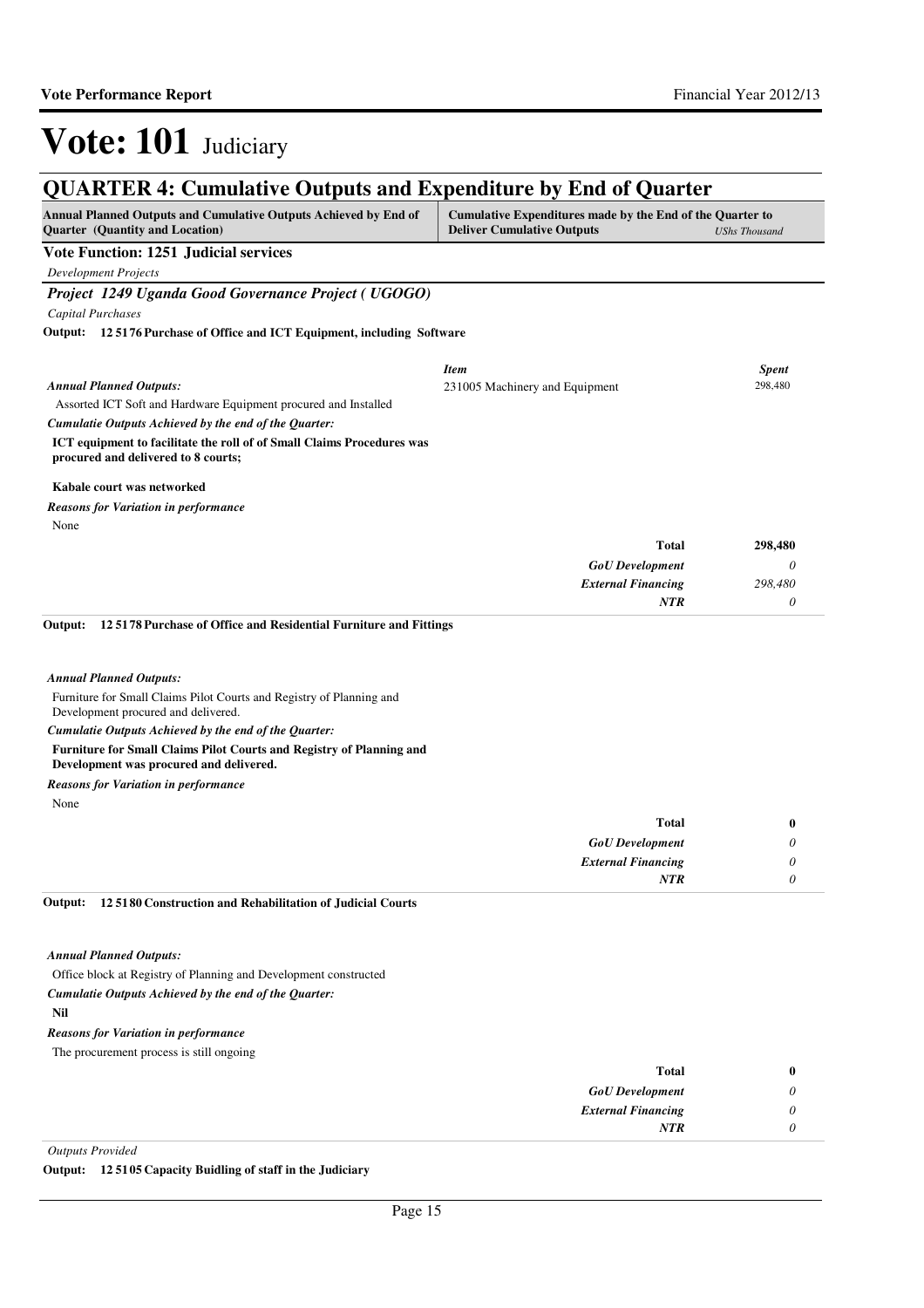# Vote: 101 Judiciary

## QUARTER 4: Cumulative Outputs and Expenditure by End of Quarter

| Annual Planned Outputs and Cumulative Outputs Achieved by End of Quarter (Quantity and Location) | Cumulative Expenditures made by the End of the Quarter to Deliver Cumulative Outputs | *UShs Thousand* |
|---|---|---|

**Vote Function: 1251 Judicial services**

*Development Projects*

### *Project 1249 Uganda Good Governance Project ( UGOGO)*

*Capital Purchases*

**Output: 12 5176 Purchase of Office and ICT Equipment, including Software**

*Annual Planned Outputs:*

Assorted ICT Soft and Hardware Equipment procured and Installed

*Cumulatie Outputs Achieved by the end of the Quarter:*

**ICT equipment to facilitate the roll of of Small Claims Procedures was procured and delivered to 8 courts;**

**Kabale court was networked**

*Reasons for Variation in performance*

None

| *Item* | *Spent* |
|---|---|
| 231005 Machinery and Equipment | 298,480 |
| **Total** | **298,480** |
| *GoU Development* | *0* |
| *External Financing* | *298,480* |
| *NTR* | *0* |

**Output: 12 5178 Purchase of Office and Residential Furniture and Fittings**

*Annual Planned Outputs:*

Furniture for Small Claims Pilot Courts and Registry of Planning and Development procured and delivered.

*Cumulatie Outputs Achieved by the end of the Quarter:*

**Furniture for Small Claims Pilot Courts and Registry of Planning and Development was procured and delivered.**

*Reasons for Variation in performance*

None

| | |
|---|---|
| **Total** | **0** |
| *GoU Development* | *0* |
| *External Financing* | *0* |
| *NTR* | *0* |

**Output: 12 5180 Construction and Rehabilitation of Judicial Courts**

*Annual Planned Outputs:*

Office block at Registry of Planning and Development constructed

*Cumulatie Outputs Achieved by the end of the Quarter:*

**Nil**

*Reasons for Variation in performance*

The procurement process is still ongoing

| | |
|---|---|
| **Total** | **0** |
| *GoU Development* | *0* |
| *External Financing* | *0* |
| *NTR* | *0* |

*Outputs Provided*

**Output: 12 5105 Capacity Buidling of staff in the Judiciary**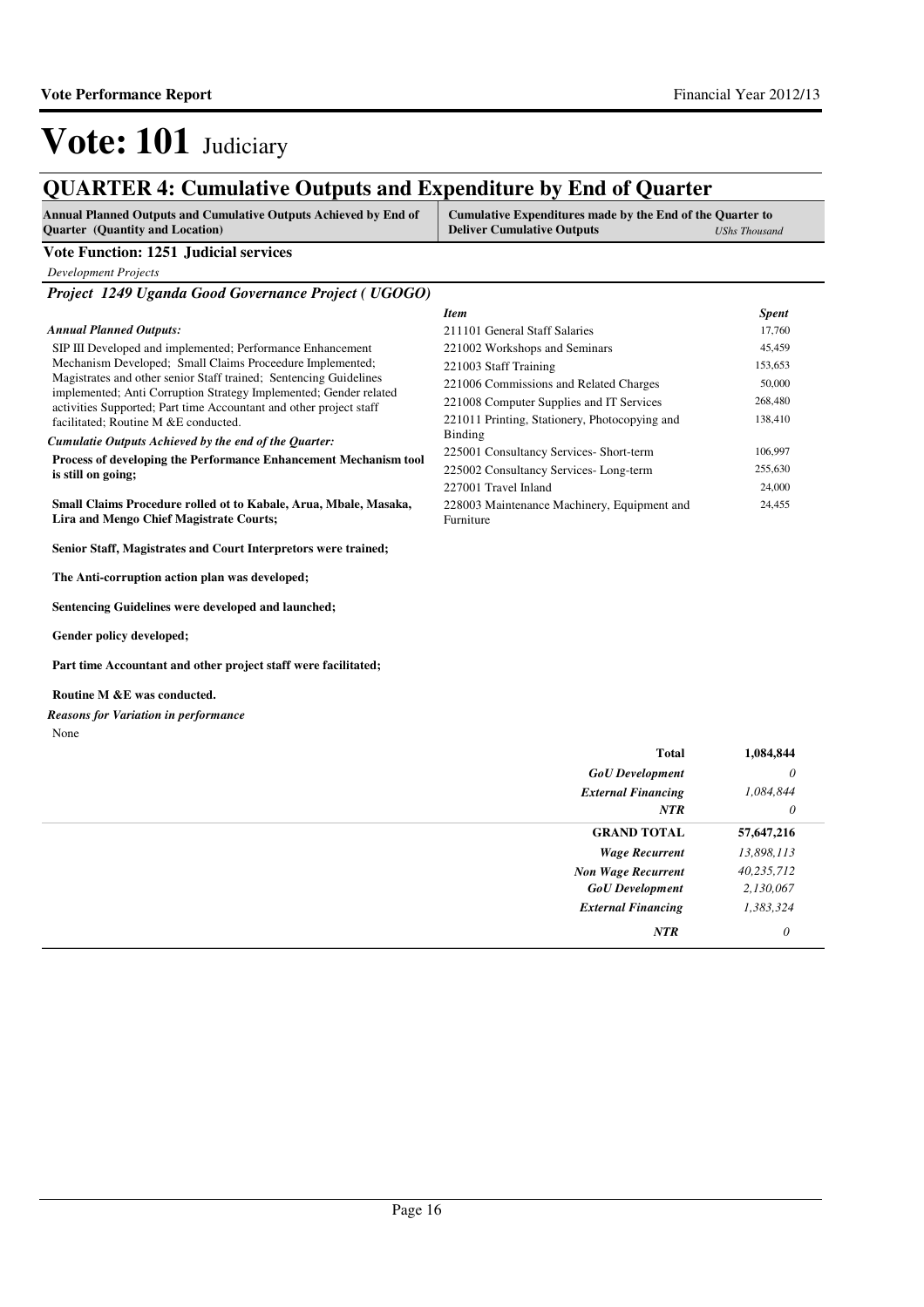# Vote: 101 Judiciary

## QUARTER 4: Cumulative Outputs and Expenditure by End of Quarter

| Annual Planned Outputs and Cumulative Outputs Achieved by End of Quarter (Quantity and Location) | Cumulative Expenditures made by the End of the Quarter to Deliver Cumulative Outputs | *UShs Thousand* |
|---|---|---|

**Vote Function: 1251 Judicial services**

*Development Projects*

### *Project 1249 Uganda Good Governance Project ( UGOGO)*

*Annual Planned Outputs:*

SIP III Developed and implemented; Performance Enhancement Mechanism Developed; Small Claims Proceedure Implemented; Magistrates and other senior Staff trained; Sentencing Guidelines implemented; Anti Corruption Strategy Implemented; Gender related activities Supported; Part time Accountant and other project staff facilitated; Routine M &E conducted.

*Cumulatie Outputs Achieved by the end of the Quarter:*

**Process of developing the Performance Enhancement Mechanism tool is still on going;**

**Small Claims Procedure rolled ot to Kabale, Arua, Mbale, Masaka, Lira and Mengo Chief Magistrate Courts;**

**Senior Staff, Magistrates and Court Interpretors were trained;**

**The Anti-corruption action plan was developed;**

**Sentencing Guidelines were developed and launched;**

**Gender policy developed;**

**Part time Accountant and other project staff were facilitated;**

**Routine M &E was conducted.**

*Reasons for Variation in performance*

None

| *Item* | *Spent* |
|---|---|
| 211101 General Staff Salaries | 17,760 |
| 221002 Workshops and Seminars | 45,459 |
| 221003 Staff Training | 153,653 |
| 221006 Commissions and Related Charges | 50,000 |
| 221008 Computer Supplies and IT Services | 268,480 |
| 221011 Printing, Stationery, Photocopying and Binding | 138,410 |
| 225001 Consultancy Services- Short-term | 106,997 |
| 225002 Consultancy Services- Long-term | 255,630 |
| 227001 Travel Inland | 24,000 |
| 228003 Maintenance Machinery, Equipment and Furniture | 24,455 |

| | |
|---|---|
| **Total** | **1,084,844** |
| *GoU Development* | *0* |
| *External Financing* | *1,084,844* |
| *NTR* | *0* |
| **GRAND TOTAL** | **57,647,216** |
| *Wage Recurrent* | *13,898,113* |
| *Non Wage Recurrent* | *40,235,712* |
| *GoU Development* | *2,130,067* |
| *External Financing* | *1,383,324* |
| *NTR* | *0* |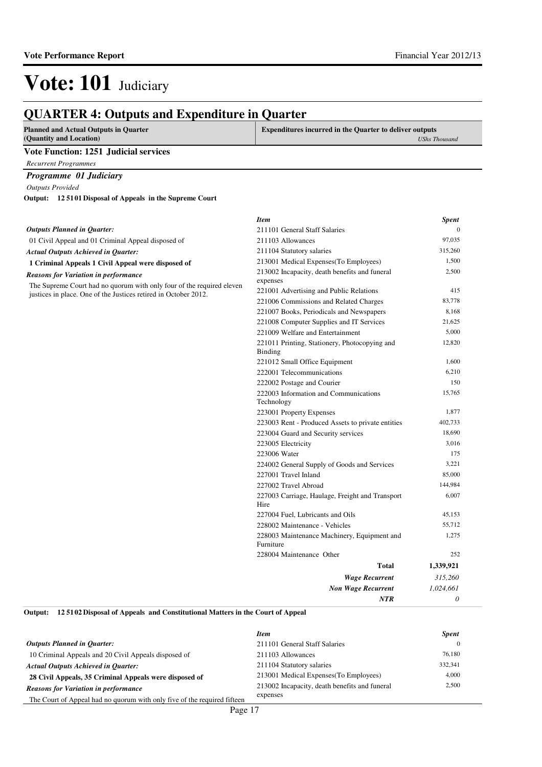# Vote: 101 Judiciary

## QUARTER 4: Outputs and Expenditure in Quarter

| Planned and Actual Outputs in Quarter (Quantity and Location) | Expenditures incurred in the Quarter to deliver outputs *UShs Thousand* |
|---|---|

### Vote Function: 1251 Judicial services

*Recurrent Programmes*

#### *Programme 01 Judiciary*

*Outputs Provided*

**Output: 12 51 01 Disposal of Appeals in the Supreme Court**

*Outputs Planned in Quarter:*

01 Civil Appeal and 01 Criminal Appeal disposed of

*Actual Outputs Achieved in Quarter:*

**1 Criminal Appeals 1 Civil Appeal were disposed of**

*Reasons for Variation in performance*

The Supreme Court had no quorum with only four of the required eleven justices in place. One of the Justices retired in October 2012.

| *Item* | *Spent* |
|---|---|
| 211101 General Staff Salaries | 0 |
| 211103 Allowances | 97,035 |
| 211104 Statutory salaries | 315,260 |
| 213001 Medical Expenses(To Employees) | 1,500 |
| 213002 Incapacity, death benefits and funeral expenses | 2,500 |
| 221001 Advertising and Public Relations | 415 |
| 221006 Commissions and Related Charges | 83,778 |
| 221007 Books, Periodicals and Newspapers | 8,168 |
| 221008 Computer Supplies and IT Services | 21,625 |
| 221009 Welfare and Entertainment | 5,000 |
| 221011 Printing, Stationery, Photocopying and Binding | 12,820 |
| 221012 Small Office Equipment | 1,600 |
| 222001 Telecommunications | 6,210 |
| 222002 Postage and Courier | 150 |
| 222003 Information and Communications Technology | 15,765 |
| 223001 Property Expenses | 1,877 |
| 223003 Rent - Produced Assets to private entities | 402,733 |
| 223004 Guard and Security services | 18,690 |
| 223005 Electricity | 3,016 |
| 223006 Water | 175 |
| 224002 General Supply of Goods and Services | 3,221 |
| 227001 Travel Inland | 85,000 |
| 227002 Travel Abroad | 144,984 |
| 227003 Carriage, Haulage, Freight and Transport Hire | 6,007 |
| 227004 Fuel, Lubricants and Oils | 45,153 |
| 228002 Maintenance - Vehicles | 55,712 |
| 228003 Maintenance Machinery, Equipment and Furniture | 1,275 |
| 228004 Maintenance Other | 252 |
| **Total** | **1,339,921** |
| ***Wage Recurrent*** | *315,260* |
| ***Non Wage Recurrent*** | *1,024,661* |
| ***NTR*** | *0* |

**Output: 12 51 02 Disposal of Appeals and Constitutional Matters in the Court of Appeal**

*Outputs Planned in Quarter:*

10 Criminal Appeals and 20 Civil Appeals disposed of

*Actual Outputs Achieved in Quarter:*

**28 Civil Appeals, 35 Criminal Appeals were disposed of**

*Reasons for Variation in performance*

The Court of Appeal had no quorum with only five of the required fifteen

| *Item* | *Spent* |
|---|---|
| 211101 General Staff Salaries | 0 |
| 211103 Allowances | 76,180 |
| 211104 Statutory salaries | 332,341 |
| 213001 Medical Expenses(To Employees) | 4,000 |
| 213002 Incapacity, death benefits and funeral expenses | 2,500 |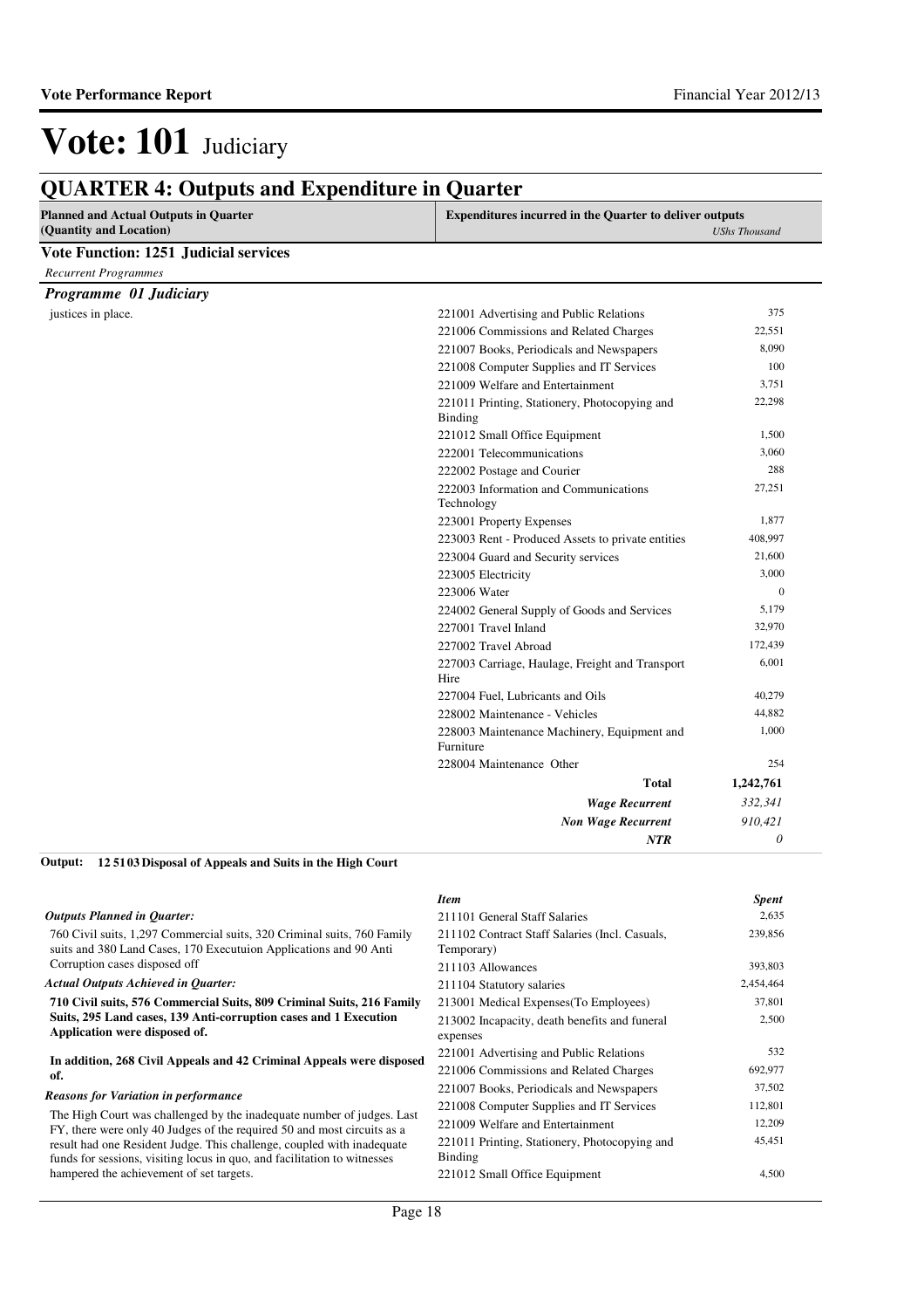# Vote: 101 Judiciary

## QUARTER 4: Outputs and Expenditure in Quarter

| Planned and Actual Outputs in Quarter (Quantity and Location) | Expenditures incurred in the Quarter to deliver outputs | *UShs Thousand* |
|---|---|---|

### Vote Function: 1251 Judicial services

*Recurrent Programmes*

#### *Programme 01 Judiciary*

justices in place.

| Item | Spent |
|---|---|
| 221001 Advertising and Public Relations | 375 |
| 221006 Commissions and Related Charges | 22,551 |
| 221007 Books, Periodicals and Newspapers | 8,090 |
| 221008 Computer Supplies and IT Services | 100 |
| 221009 Welfare and Entertainment | 3,751 |
| 221011 Printing, Stationery, Photocopying and Binding | 22,298 |
| 221012 Small Office Equipment | 1,500 |
| 222001 Telecommunications | 3,060 |
| 222002 Postage and Courier | 288 |
| 222003 Information and Communications Technology | 27,251 |
| 223001 Property Expenses | 1,877 |
| 223003 Rent - Produced Assets to private entities | 408,997 |
| 223004 Guard and Security services | 21,600 |
| 223005 Electricity | 3,000 |
| 223006 Water | 0 |
| 224002 General Supply of Goods and Services | 5,179 |
| 227001 Travel Inland | 32,970 |
| 227002 Travel Abroad | 172,439 |
| 227003 Carriage, Haulage, Freight and Transport Hire | 6,001 |
| 227004 Fuel, Lubricants and Oils | 40,279 |
| 228002 Maintenance - Vehicles | 44,882 |
| 228003 Maintenance Machinery, Equipment and Furniture | 1,000 |
| 228004 Maintenance Other | 254 |
| **Total** | **1,242,761** |
| ***Wage Recurrent*** | *332,341* |
| ***Non Wage Recurrent*** | *910,421* |
| ***NTR*** | *0* |

**Output: 12 51 03 Disposal of Appeals and Suits in the High Court**

***Outputs Planned in Quarter:***

760 Civil suits, 1,297 Commercial suits, 320 Criminal suits, 760 Family suits and 380 Land Cases, 170 Executuion Applications and 90 Anti Corruption cases disposed off

***Actual Outputs Achieved in Quarter:***

**710 Civil suits, 576 Commercial Suits, 809 Criminal Suits, 216 Family Suits, 295 Land cases, 139 Anti-corruption cases and 1 Execution Application were disposed of.**

**In addition, 268 Civil Appeals and 42 Criminal Appeals were disposed of.**

***Reasons for Variation in performance***

The High Court was challenged by the inadequate number of judges. Last FY, there were only 40 Judges of the required 50 and most circuits as a result had one Resident Judge. This challenge, coupled with inadequate funds for sessions, visiting locus in quo, and facilitation to witnesses hampered the achievement of set targets.

| *Item* | *Spent* |
|---|---|
| 211101 General Staff Salaries | 2,635 |
| 211102 Contract Staff Salaries (Incl. Casuals, Temporary) | 239,856 |
| 211103 Allowances | 393,803 |
| 211104 Statutory salaries | 2,454,464 |
| 213001 Medical Expenses(To Employees) | 37,801 |
| 213002 Incapacity, death benefits and funeral expenses | 2,500 |
| 221001 Advertising and Public Relations | 532 |
| 221006 Commissions and Related Charges | 692,977 |
| 221007 Books, Periodicals and Newspapers | 37,502 |
| 221008 Computer Supplies and IT Services | 112,801 |
| 221009 Welfare and Entertainment | 12,209 |
| 221011 Printing, Stationery, Photocopying and Binding | 45,451 |
| 221012 Small Office Equipment | 4,500 |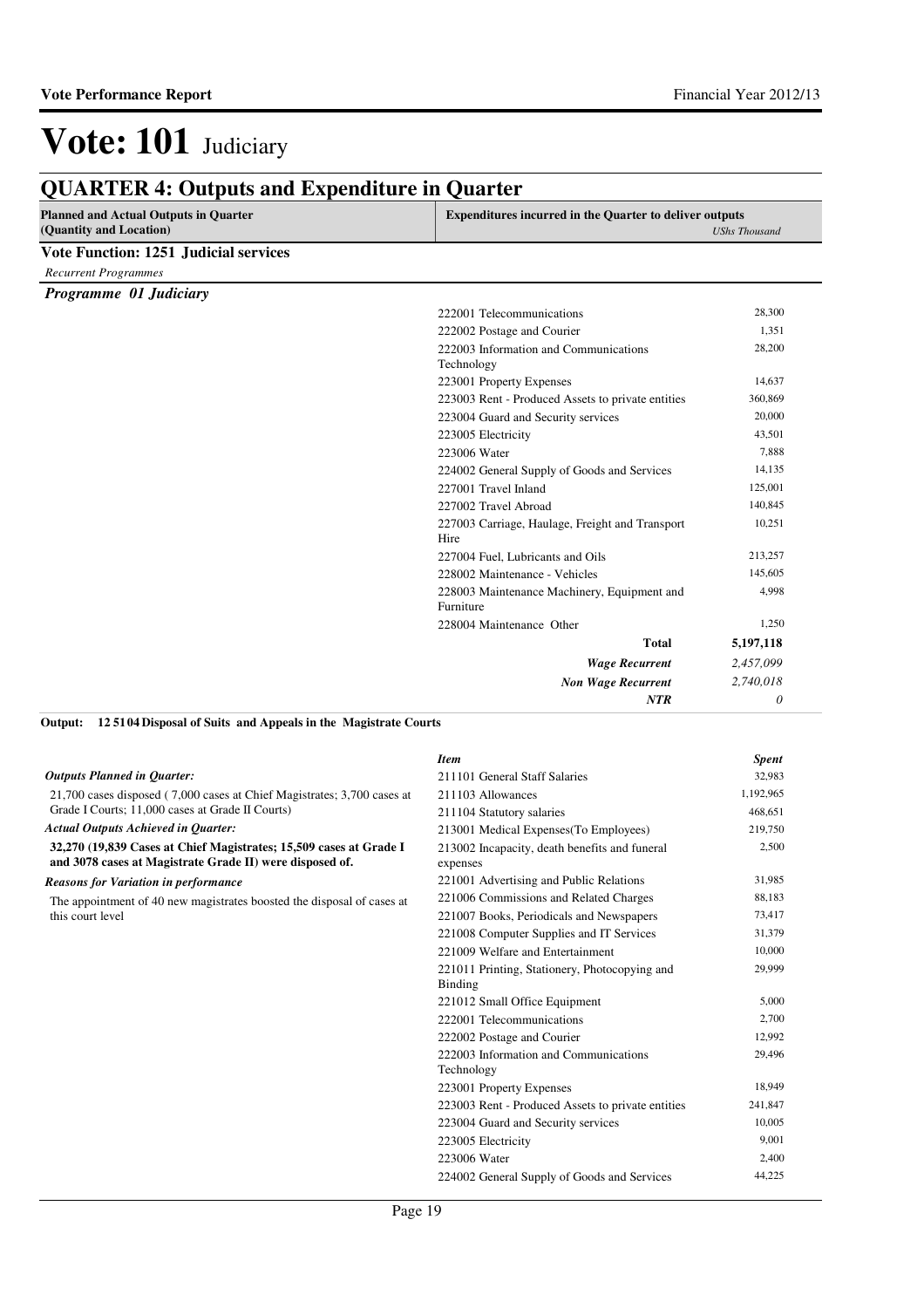# Vote: 101 Judiciary

## QUARTER 4: Outputs and Expenditure in Quarter

| Planned and Actual Outputs in Quarter (Quantity and Location) | Expenditures incurred in the Quarter to deliver outputs | UShs Thousand |
|---|---|---|

**Vote Function: 1251 Judicial services**

*Recurrent Programmes*

***Programme 01 Judiciary***

| Item | Spent |
|---|---|
| 222001 Telecommunications | 28,300 |
| 222002 Postage and Courier | 1,351 |
| 222003 Information and Communications Technology | 28,200 |
| 223001 Property Expenses | 14,637 |
| 223003 Rent - Produced Assets to private entities | 360,869 |
| 223004 Guard and Security services | 20,000 |
| 223005 Electricity | 43,501 |
| 223006 Water | 7,888 |
| 224002 General Supply of Goods and Services | 14,135 |
| 227001 Travel Inland | 125,001 |
| 227002 Travel Abroad | 140,845 |
| 227003 Carriage, Haulage, Freight and Transport Hire | 10,251 |
| 227004 Fuel, Lubricants and Oils | 213,257 |
| 228002 Maintenance - Vehicles | 145,605 |
| 228003 Maintenance Machinery, Equipment and Furniture | 4,998 |
| 228004 Maintenance Other | 1,250 |
| **Total** | **5,197,118** |
| ***Wage Recurrent*** | *2,457,099* |
| ***Non Wage Recurrent*** | *2,740,018* |
| ***NTR*** | *0* |

**Output: 12 51 04 Disposal of Suits and Appeals in the Magistrate Courts**

***Outputs Planned in Quarter:***

21,700 cases disposed ( 7,000 cases at Chief Magistrates; 3,700 cases at Grade I Courts; 11,000 cases at Grade II Courts)

***Actual Outputs Achieved in Quarter:***

**32,270 (19,839 Cases at Chief Magistrates; 15,509 cases at Grade I and 3078 cases at Magistrate Grade II) were disposed of.**

***Reasons for Variation in performance***

The appointment of 40 new magistrates boosted the disposal of cases at this court level

| *Item* | *Spent* |
|---|---|
| 211101 General Staff Salaries | 32,983 |
| 211103 Allowances | 1,192,965 |
| 211104 Statutory salaries | 468,651 |
| 213001 Medical Expenses(To Employees) | 219,750 |
| 213002 Incapacity, death benefits and funeral expenses | 2,500 |
| 221001 Advertising and Public Relations | 31,985 |
| 221006 Commissions and Related Charges | 88,183 |
| 221007 Books, Periodicals and Newspapers | 73,417 |
| 221008 Computer Supplies and IT Services | 31,379 |
| 221009 Welfare and Entertainment | 10,000 |
| 221011 Printing, Stationery, Photocopying and Binding | 29,999 |
| 221012 Small Office Equipment | 5,000 |
| 222001 Telecommunications | 2,700 |
| 222002 Postage and Courier | 12,992 |
| 222003 Information and Communications Technology | 29,496 |
| 223001 Property Expenses | 18,949 |
| 223003 Rent - Produced Assets to private entities | 241,847 |
| 223004 Guard and Security services | 10,005 |
| 223005 Electricity | 9,001 |
| 223006 Water | 2,400 |
| 224002 General Supply of Goods and Services | 44,225 |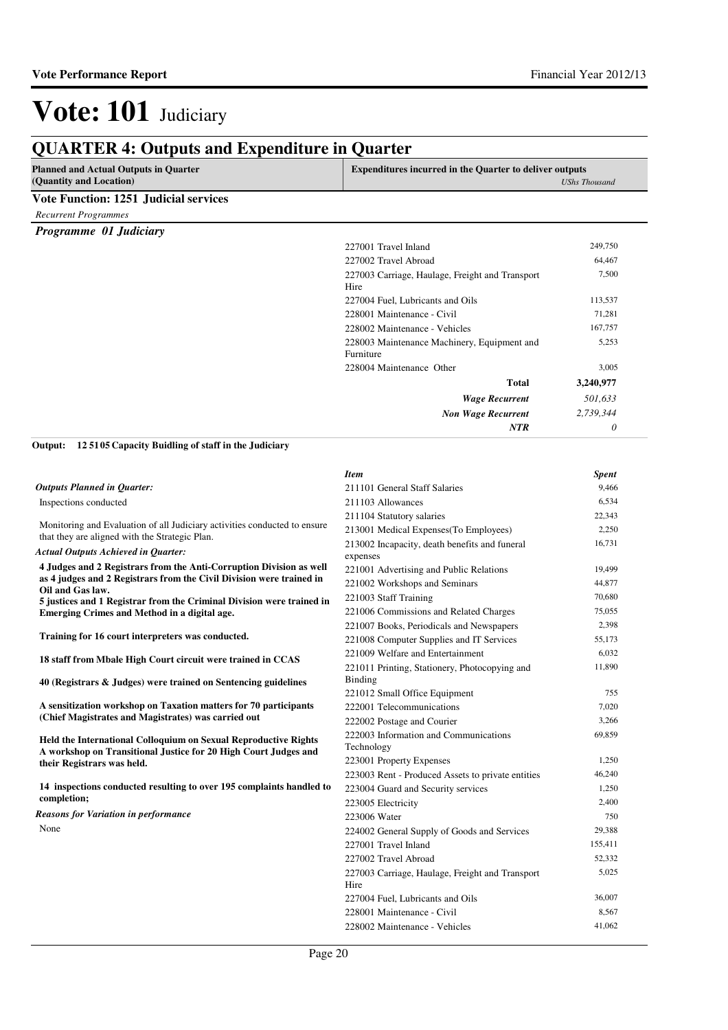# Vote: 101 Judiciary

## QUARTER 4: Outputs and Expenditure in Quarter

| Planned and Actual Outputs in Quarter (Quantity and Location) | Expenditures incurred in the Quarter to deliver outputs | *UShs Thousand* |
|---|---|---|

**Vote Function: 1251 Judicial services**

*Recurrent Programmes*

***Programme 01 Judiciary***

| Item | Spent |
|---|---|
| 227001 Travel Inland | 249,750 |
| 227002 Travel Abroad | 64,467 |
| 227003 Carriage, Haulage, Freight and Transport Hire | 7,500 |
| 227004 Fuel, Lubricants and Oils | 113,537 |
| 228001 Maintenance - Civil | 71,281 |
| 228002 Maintenance - Vehicles | 167,757 |
| 228003 Maintenance Machinery, Equipment and Furniture | 5,253 |
| 228004 Maintenance Other | 3,005 |
| **Total** | **3,240,977** |
| ***Wage Recurrent*** | *501,633* |
| ***Non Wage Recurrent*** | *2,739,344* |
| ***NTR*** | *0* |

**Output: 12 5105 Capacity Buidling of staff in the Judiciary**

***Outputs Planned in Quarter:***

Inspections conducted

Monitoring and Evaluation of all Judiciary activities conducted to ensure that they are aligned with the Strategic Plan.

***Actual Outputs Achieved in Quarter:***

**4 Judges and 2 Registrars from the Anti-Corruption Division as well as 4 judges and 2 Registrars from the Civil Division were trained in Oil and Gas law.**
**5 justices and 1 Registrar from the Criminal Division were trained in Emerging Crimes and Method in a digital age.**

**Training for 16 court interpreters was conducted.**

**18 staff from Mbale High Court circuit were trained in CCAS**

**40 (Registrars & Judges) were trained on Sentencing guidelines**

**A sensitization workshop on Taxation matters for 70 participants (Chief Magistrates and Magistrates) was carried out**

**Held the International Colloquium on Sexual Reproductive Rights**
**A workshop on Transitional Justice for 20 High Court Judges and their Registrars was held.**

**14 inspections conducted resulting to over 195 complaints handled to completion;**

***Reasons for Variation in performance***

None

| *Item* | *Spent* |
|---|---|
| 211101 General Staff Salaries | 9,466 |
| 211103 Allowances | 6,534 |
| 211104 Statutory salaries | 22,343 |
| 213001 Medical Expenses(To Employees) | 2,250 |
| 213002 Incapacity, death benefits and funeral expenses | 16,731 |
| 221001 Advertising and Public Relations | 19,499 |
| 221002 Workshops and Seminars | 44,877 |
| 221003 Staff Training | 70,680 |
| 221006 Commissions and Related Charges | 75,055 |
| 221007 Books, Periodicals and Newspapers | 2,398 |
| 221008 Computer Supplies and IT Services | 55,173 |
| 221009 Welfare and Entertainment | 6,032 |
| 221011 Printing, Stationery, Photocopying and Binding | 11,890 |
| 221012 Small Office Equipment | 755 |
| 222001 Telecommunications | 7,020 |
| 222002 Postage and Courier | 3,266 |
| 222003 Information and Communications Technology | 69,859 |
| 223001 Property Expenses | 1,250 |
| 223003 Rent - Produced Assets to private entities | 46,240 |
| 223004 Guard and Security services | 1,250 |
| 223005 Electricity | 2,400 |
| 223006 Water | 750 |
| 224002 General Supply of Goods and Services | 29,388 |
| 227001 Travel Inland | 155,411 |
| 227002 Travel Abroad | 52,332 |
| 227003 Carriage, Haulage, Freight and Transport Hire | 5,025 |
| 227004 Fuel, Lubricants and Oils | 36,007 |
| 228001 Maintenance - Civil | 8,567 |
| 228002 Maintenance - Vehicles | 41,062 |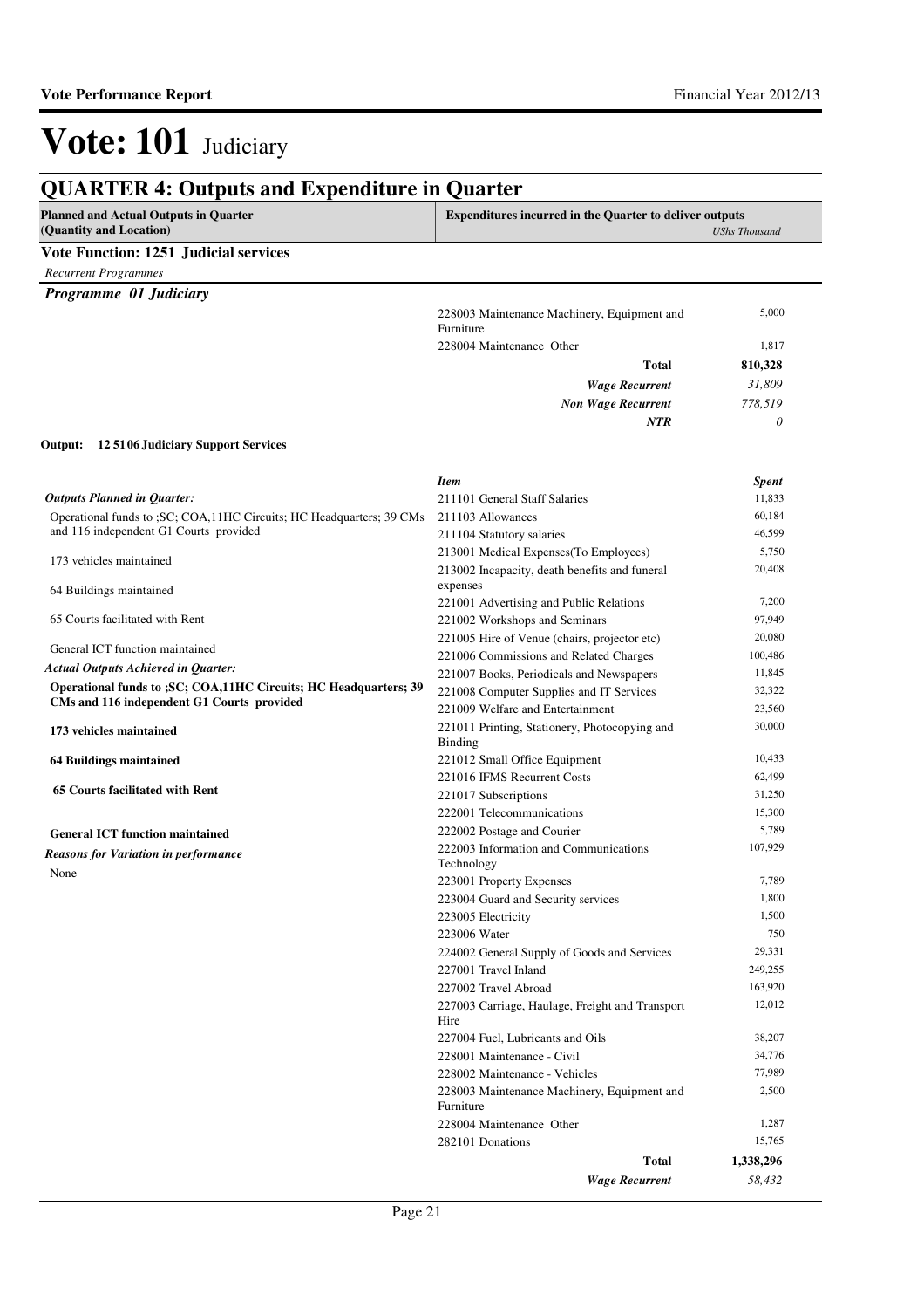# Vote: 101 Judiciary

## QUARTER 4: Outputs and Expenditure in Quarter

| Planned and Actual Outputs in Quarter (Quantity and Location) | Expenditures incurred in the Quarter to deliver outputs | *UShs Thousand* |
|---|---|---|

**Vote Function: 1251 Judicial services**

*Recurrent Programmes*

***Programme 01 Judiciary***

| Item | Spent |
|---|---|
| 228003 Maintenance Machinery, Equipment and Furniture | 5,000 |
| 228004 Maintenance Other | 1,817 |
| **Total** | **810,328** |
| ***Wage Recurrent*** | *31,809* |
| ***Non Wage Recurrent*** | *778,519* |
| ***NTR*** | *0* |

**Output: 12 5106 Judiciary Support Services**

***Outputs Planned in Quarter:***

Operational funds to ;SC; COA,11HC Circuits; HC Headquarters; 39 CMs and 116 independent G1 Courts provided

173 vehicles maintained

64 Buildings maintained

65 Courts facilitated with Rent

General ICT function maintained

***Actual Outputs Achieved in Quarter:***

**Operational funds to ;SC; COA,11HC Circuits; HC Headquarters; 39 CMs and 116 independent G1 Courts provided**

**173 vehicles maintained**

**64 Buildings maintained**

**65 Courts facilitated with Rent**

**General ICT function maintained**

***Reasons for Variation in performance***

None

| *Item* | *Spent* |
|---|---|
| 211101 General Staff Salaries | 11,833 |
| 211103 Allowances | 60,184 |
| 211104 Statutory salaries | 46,599 |
| 213001 Medical Expenses(To Employees) | 5,750 |
| 213002 Incapacity, death benefits and funeral expenses | 20,408 |
| 221001 Advertising and Public Relations | 7,200 |
| 221002 Workshops and Seminars | 97,949 |
| 221005 Hire of Venue (chairs, projector etc) | 20,080 |
| 221006 Commissions and Related Charges | 100,486 |
| 221007 Books, Periodicals and Newspapers | 11,845 |
| 221008 Computer Supplies and IT Services | 32,322 |
| 221009 Welfare and Entertainment | 23,560 |
| 221011 Printing, Stationery, Photocopying and Binding | 30,000 |
| 221012 Small Office Equipment | 10,433 |
| 221016 IFMS Recurrent Costs | 62,499 |
| 221017 Subscriptions | 31,250 |
| 222001 Telecommunications | 15,300 |
| 222002 Postage and Courier | 5,789 |
| 222003 Information and Communications Technology | 107,929 |
| 223001 Property Expenses | 7,789 |
| 223004 Guard and Security services | 1,800 |
| 223005 Electricity | 1,500 |
| 223006 Water | 750 |
| 224002 General Supply of Goods and Services | 29,331 |
| 227001 Travel Inland | 249,255 |
| 227002 Travel Abroad | 163,920 |
| 227003 Carriage, Haulage, Freight and Transport Hire | 12,012 |
| 227004 Fuel, Lubricants and Oils | 38,207 |
| 228001 Maintenance - Civil | 34,776 |
| 228002 Maintenance - Vehicles | 77,989 |
| 228003 Maintenance Machinery, Equipment and Furniture | 2,500 |
| 228004 Maintenance Other | 1,287 |
| 282101 Donations | 15,765 |
| **Total** | **1,338,296** |
| ***Wage Recurrent*** | *58,432* |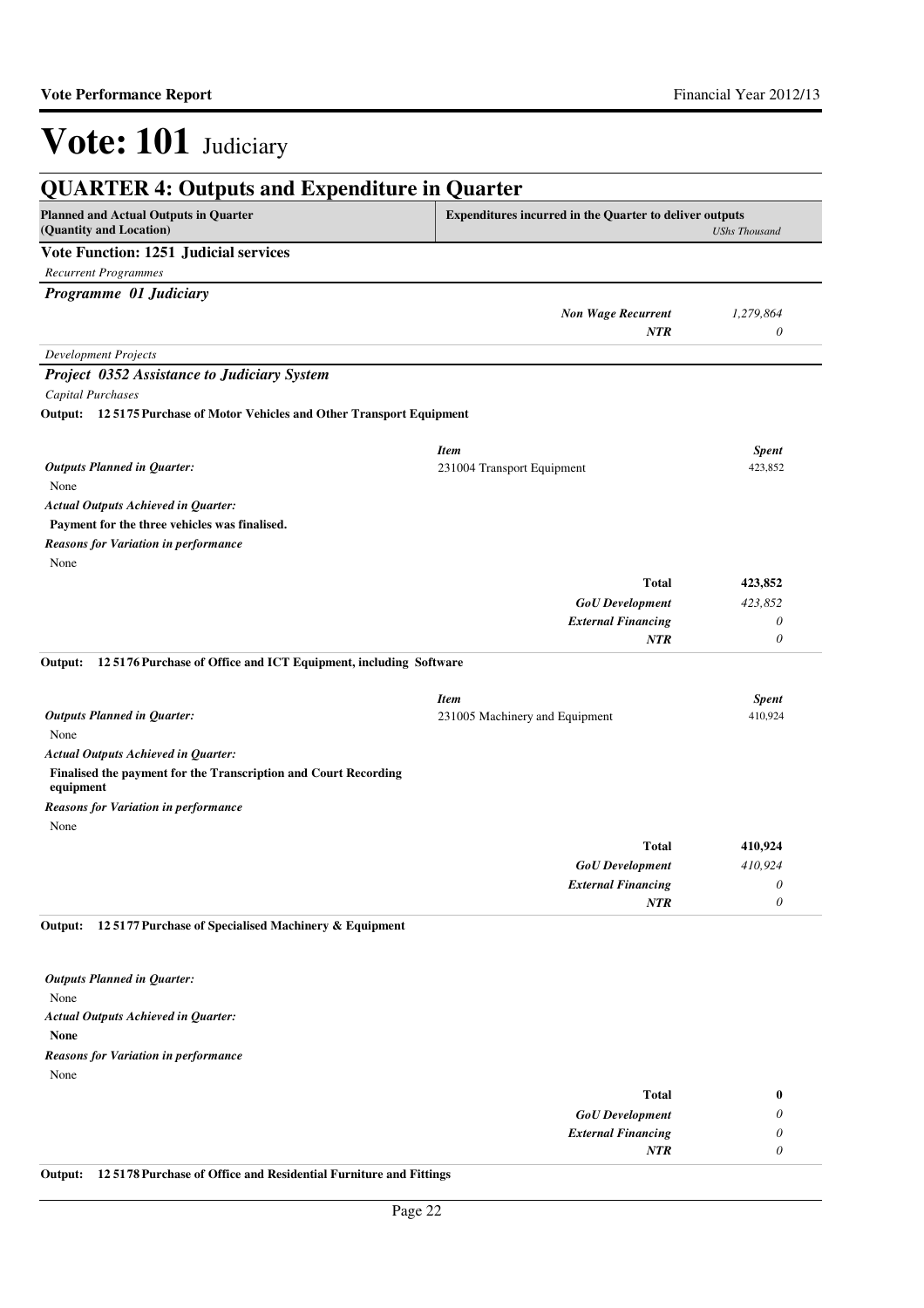# Vote: 101 Judiciary

## QUARTER 4: Outputs and Expenditure in Quarter

| Planned and Actual Outputs in Quarter (Quantity and Location) | Expenditures incurred in the Quarter to deliver outputs | *UShs Thousand* |
|---|---|---|

### Vote Function: 1251 Judicial services

*Recurrent Programmes*

#### *Programme 01 Judiciary*

| | |
|---|---|
| ***Non Wage Recurrent*** | *1,279,864* |
| ***NTR*** | *0* |

*Development Projects*

#### *Project 0352 Assistance to Judiciary System*

*Capital Purchases*

**Output: 12 5175 Purchase of Motor Vehicles and Other Transport Equipment**

***Outputs Planned in Quarter:***

None

***Actual Outputs Achieved in Quarter:***

**Payment for the three vehicles was finalised.**

***Reasons for Variation in performance***

None

| *Item* | *Spent* |
|---|---|
| 231004 Transport Equipment | 423,852 |
| **Total** | **423,852** |
| ***GoU Development*** | *423,852* |
| ***External Financing*** | *0* |
| ***NTR*** | *0* |

**Output: 12 5176 Purchase of Office and ICT Equipment, including Software**

***Outputs Planned in Quarter:***

None

***Actual Outputs Achieved in Quarter:***

**Finalised the payment for the Transcription and Court Recording equipment**

***Reasons for Variation in performance***

None

| *Item* | *Spent* |
|---|---|
| 231005 Machinery and Equipment | 410,924 |
| **Total** | **410,924** |
| ***GoU Development*** | *410,924* |
| ***External Financing*** | *0* |
| ***NTR*** | *0* |

**Output: 12 5177 Purchase of Specialised Machinery & Equipment**

***Outputs Planned in Quarter:***

None

***Actual Outputs Achieved in Quarter:***

**None**

***Reasons for Variation in performance***

None

| | |
|---|---|
| **Total** | **0** |
| ***GoU Development*** | *0* |
| ***External Financing*** | *0* |
| ***NTR*** | *0* |

**Output: 12 5178 Purchase of Office and Residential Furniture and Fittings**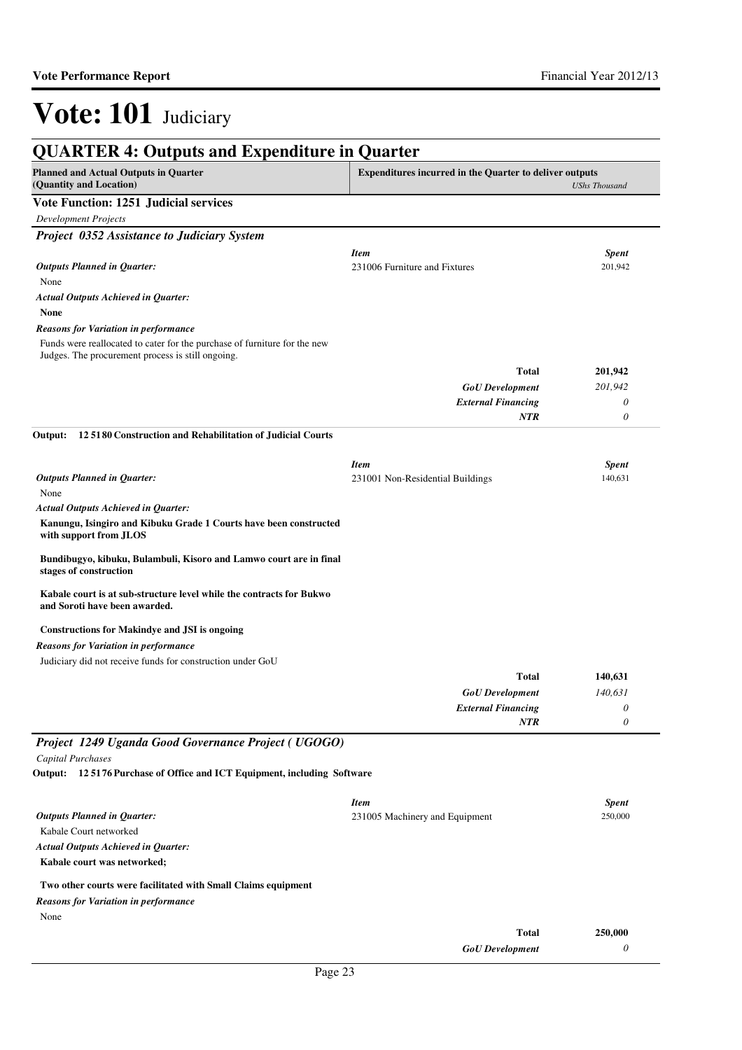# Vote: 101 Judiciary

## QUARTER 4: Outputs and Expenditure in Quarter

| Planned and Actual Outputs in Quarter (Quantity and Location) | Expenditures incurred in the Quarter to deliver outputs | *UShs Thousand* |
|---|---|---|

**Vote Function: 1251 Judicial services**

*Development Projects*

### *Project 0352 Assistance to Judiciary System*

***Outputs Planned in Quarter:***

None

***Actual Outputs Achieved in Quarter:***

**None**

***Reasons for Variation in performance***

Funds were reallocated to cater for the purchase of furniture for the new Judges. The procurement process is still ongoing.

| *Item* | *Spent* |
|---|---|
| 231006 Furniture and Fixtures | 201,942 |
| **Total** | **201,942** |
| *GoU Development* | *201,942* |
| *External Financing* | *0* |
| *NTR* | *0* |

**Output: 12 5180 Construction and Rehabilitation of Judicial Courts**

***Outputs Planned in Quarter:***

None

***Actual Outputs Achieved in Quarter:***

**Kanungu, Isingiro and Kibuku Grade 1 Courts have been constructed with support from JLOS**

**Bundibugyo, kibuku, Bulambuli, Kisoro and Lamwo court are in final stages of construction**

**Kabale court is at sub-structure level while the contracts for Bukwo and Soroti have been awarded.**

**Constructions for Makindye and JSI is ongoing**

***Reasons for Variation in performance***

Judiciary did not receive funds for construction under GoU

| *Item* | *Spent* |
|---|---|
| 231001 Non-Residential Buildings | 140,631 |
| **Total** | **140,631** |
| *GoU Development* | *140,631* |
| *External Financing* | *0* |
| *NTR* | *0* |

### *Project 1249 Uganda Good Governance Project ( UGOGO)*

*Capital Purchases*

**Output: 12 5176 Purchase of Office and ICT Equipment, including Software**

***Outputs Planned in Quarter:***

Kabale Court networked

***Actual Outputs Achieved in Quarter:***

**Kabale court was networked;**

**Two other courts were facilitated with Small Claims equipment**

***Reasons for Variation in performance***

None

| *Item* | *Spent* |
|---|---|
| 231005 Machinery and Equipment | 250,000 |
| **Total** | **250,000** |
| *GoU Development* | *0* |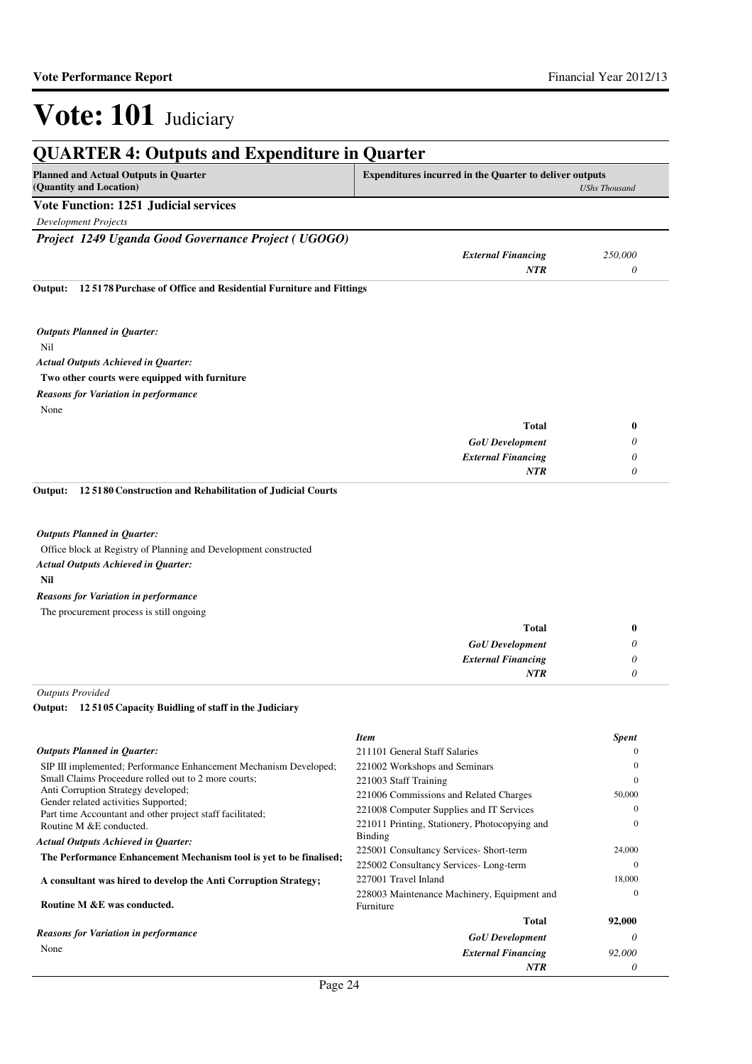# Vote: 101 Judiciary

## QUARTER 4: Outputs and Expenditure in Quarter

| Planned and Actual Outputs in Quarter (Quantity and Location) | Expenditures incurred in the Quarter to deliver outputs | *UShs Thousand* |
|---|---|---|

**Vote Function: 1251 Judicial services**

*Development Projects*

***Project 1249 Uganda Good Governance Project ( UGOGO)***

| | |
|---|---|
| ***External Financing*** | *250,000* |
| ***NTR*** | *0* |

**Output: 12 5178 Purchase of Office and Residential Furniture and Fittings**

***Outputs Planned in Quarter:***

Nil

***Actual Outputs Achieved in Quarter:***

**Two other courts were equipped with furniture**

***Reasons for Variation in performance***

None

| | |
|---|---|
| **Total** | **0** |
| ***GoU Development*** | *0* |
| ***External Financing*** | *0* |
| ***NTR*** | *0* |

**Output: 12 5180 Construction and Rehabilitation of Judicial Courts**

***Outputs Planned in Quarter:***

Office block at Registry of Planning and Development constructed

***Actual Outputs Achieved in Quarter:***

**Nil**

***Reasons for Variation in performance***

The procurement process is still ongoing

| | |
|---|---|
| **Total** | **0** |
| ***GoU Development*** | *0* |
| ***External Financing*** | *0* |
| ***NTR*** | *0* |

*Outputs Provided*

**Output: 12 5105 Capacity Buidling of staff in the Judiciary**

***Outputs Planned in Quarter:***

SIP III implemented; Performance Enhancement Mechanism Developed;
Small Claims Proceedure rolled out to 2 more courts;
Anti Corruption Strategy developed;
Gender related activities Supported;
Part time Accountant and other project staff facilitated;
Routine M &E conducted.

***Actual Outputs Achieved in Quarter:***

**The Performance Enhancement Mechanism tool is yet to be finalised;**

**A consultant was hired to develop the Anti Corruption Strategy;**

**Routine M &E was conducted.**

***Reasons for Variation in performance***

None

| *Item* | *Spent* |
|---|---|
| 211101 General Staff Salaries | 0 |
| 221002 Workshops and Seminars | 0 |
| 221003 Staff Training | 0 |
| 221006 Commissions and Related Charges | 50,000 |
| 221008 Computer Supplies and IT Services | 0 |
| 221011 Printing, Stationery, Photocopying and Binding | 0 |
| 225001 Consultancy Services- Short-term | 24,000 |
| 225002 Consultancy Services- Long-term | 0 |
| 227001 Travel Inland | 18,000 |
| 228003 Maintenance Machinery, Equipment and Furniture | 0 |
| **Total** | **92,000** |
| ***GoU Development*** | *0* |
| ***External Financing*** | *92,000* |
| ***NTR*** | *0* |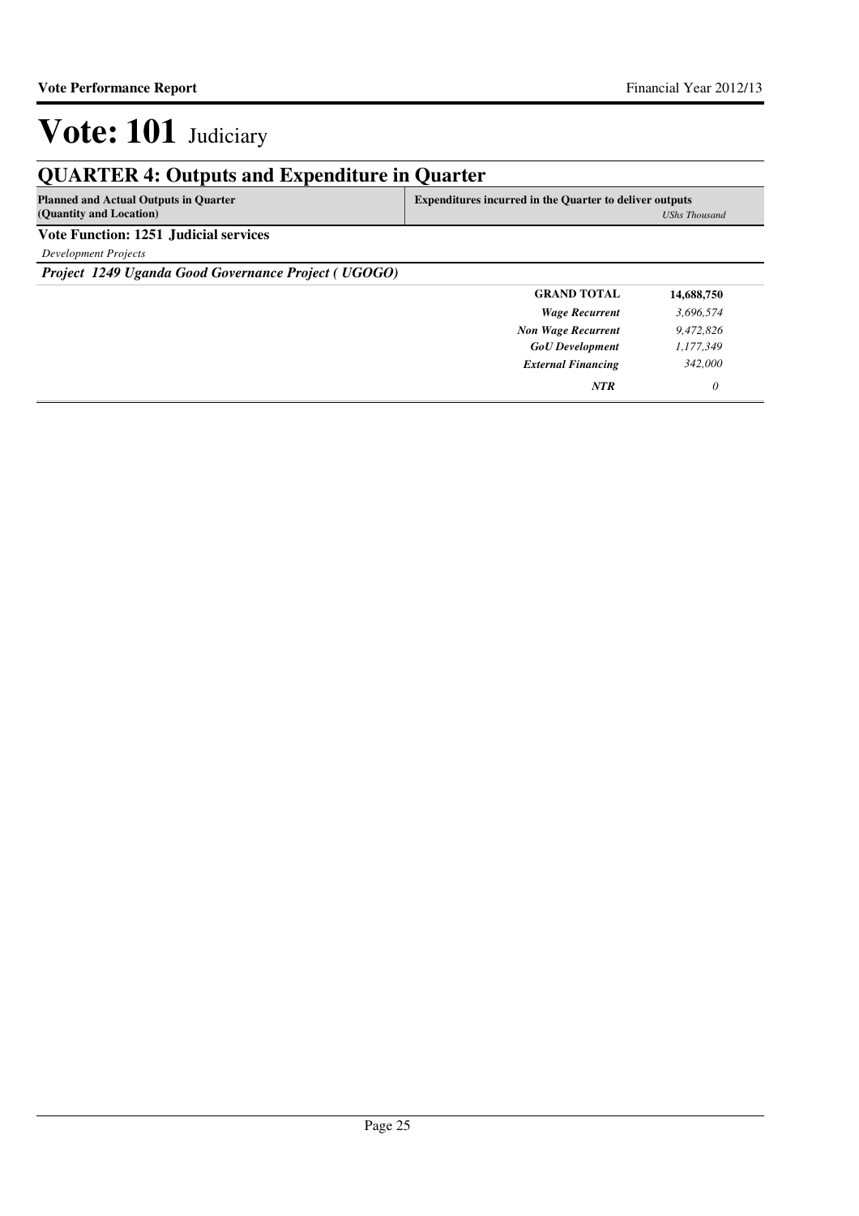# Vote: 101 Judiciary

## QUARTER 4: Outputs and Expenditure in Quarter

| Planned and Actual Outputs in Quarter (Quantity and Location) | Expenditures incurred in the Quarter to deliver outputs | UShs Thousand |
|---|---|---|
| **Vote Function: 1251 Judicial services** | | |
| *Development Projects* | | |
| ***Project 1249 Uganda Good Governance Project ( UGOGO)*** | | |
| | **GRAND TOTAL** | **14,688,750** |
| | ***Wage Recurrent*** | *3,696,574* |
| | ***Non Wage Recurrent*** | *9,472,826* |
| | ***GoU Development*** | *1,177,349* |
| | ***External Financing*** | *342,000* |
| | ***NTR*** | *0* |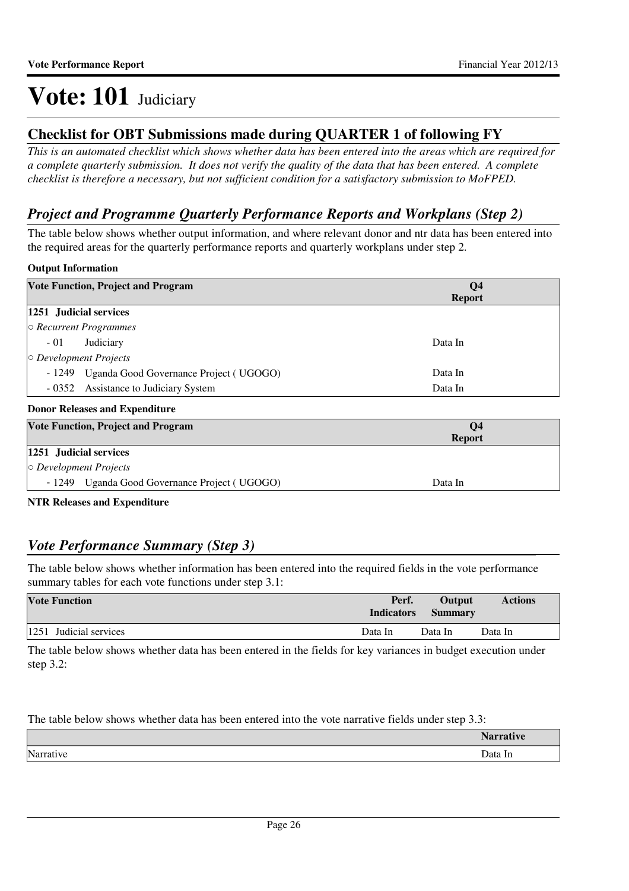# Vote: 101 Judiciary

## Checklist for OBT Submissions made during QUARTER 1 of following FY

*This is an automated checklist which shows whether data has been entered into the areas which are required for a complete quarterly submission. It does not verify the quality of the data that has been entered. A complete checklist is therefore a necessary, but not sufficient condition for a satisfactory submission to MoFPED.*

## *Project and Programme Quarterly Performance Reports and Workplans (Step 2)*

The table below shows whether output information, and where relevant donor and ntr data has been entered into the required areas for the quarterly performance reports and quarterly workplans under step 2.

**Output Information**

| Vote Function, Project and Program | Q4 Report |
|---|---|
| **1251 Judicial services** | |
| ○ *Recurrent Programmes* | |
| - 01 Judiciary | Data In |
| ○ *Development Projects* | |
| - 1249 Uganda Good Governance Project ( UGOGO) | Data In |
| - 0352 Assistance to Judiciary System | Data In |

**Donor Releases and Expenditure**

| Vote Function, Project and Program | Q4 Report |
|---|---|
| **1251 Judicial services** | |
| ○ *Development Projects* | |
| - 1249 Uganda Good Governance Project ( UGOGO) | Data In |

**NTR Releases and Expenditure**

## *Vote Performance Summary (Step 3)*

The table below shows whether information has been entered into the required fields in the vote performance summary tables for each vote functions under step 3.1:

| Vote Function | Perf. Indicators | Output Summary | Actions |
|---|---|---|---|
| 1251 Judicial services | Data In | Data In | Data In |

The table below shows whether data has been entered in the fields for key variances in budget execution under step 3.2:

The table below shows whether data has been entered into the vote narrative fields under step 3.3:

| | Narrative |
|---|---|
| Narrative | Data In |